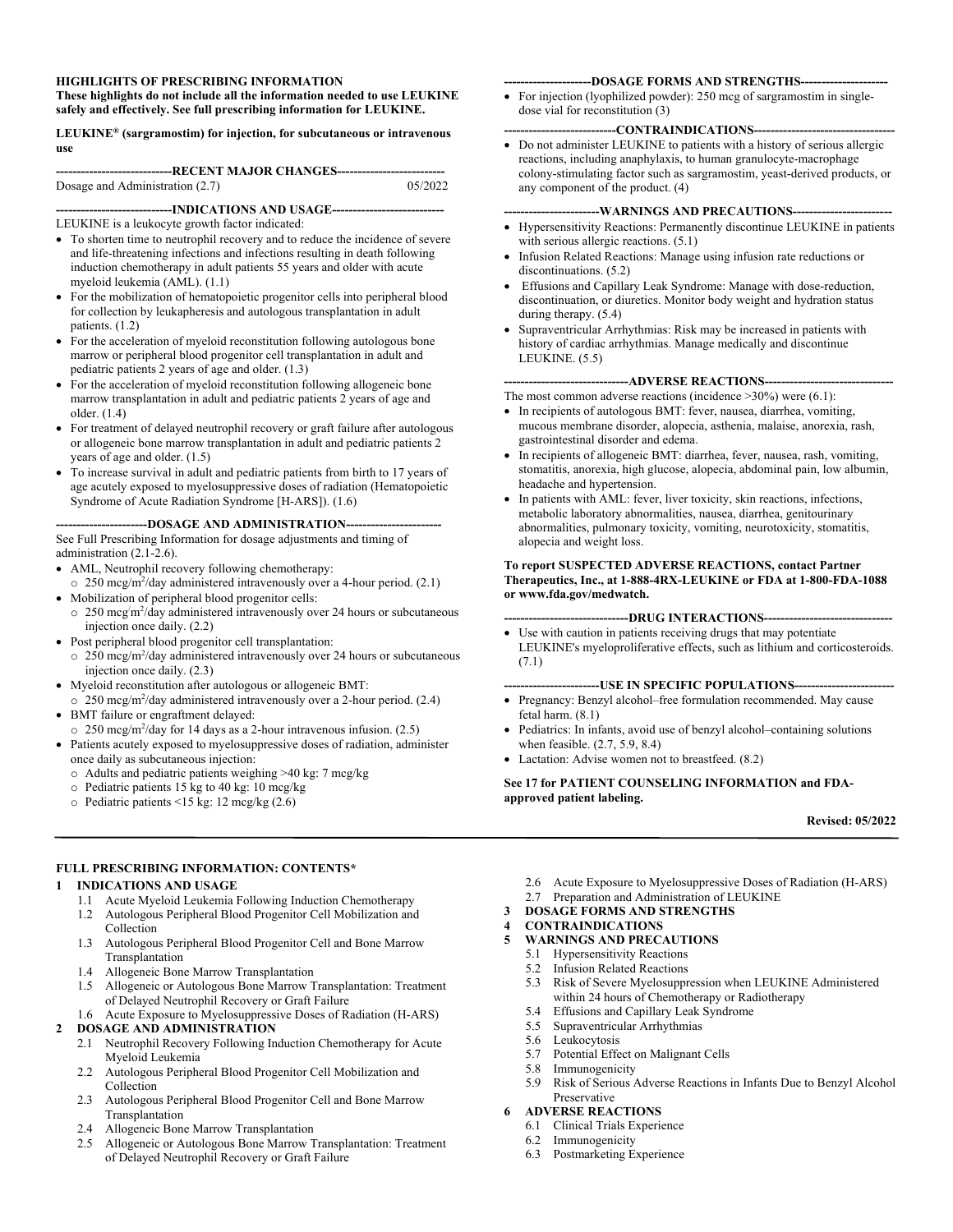**HIGHLIGHTS OF PRESCRIBING INFORMATION**
**These highlights do not include all the information needed to use LEUKINE safely and effectively. See full prescribing information for LEUKINE.**

**LEUKINE® (sargramostim) for injection, for subcutaneous or intravenous use**

**----------------------------RECENT MAJOR CHANGES--------------------------**

Dosage and Administration (2.7) 05/2022

**----------------------------INDICATIONS AND USAGE---------------------------**

LEUKINE is a leukocyte growth factor indicated:

- To shorten time to neutrophil recovery and to reduce the incidence of severe and life-threatening infections and infections resulting in death following induction chemotherapy in adult patients 55 years and older with acute myeloid leukemia (AML). (1.1)
- For the mobilization of hematopoietic progenitor cells into peripheral blood for collection by leukapheresis and autologous transplantation in adult patients. (1.2)
- For the acceleration of myeloid reconstitution following autologous bone marrow or peripheral blood progenitor cell transplantation in adult and pediatric patients 2 years of age and older. (1.3)
- For the acceleration of myeloid reconstitution following allogeneic bone marrow transplantation in adult and pediatric patients 2 years of age and older. (1.4)
- For treatment of delayed neutrophil recovery or graft failure after autologous or allogeneic bone marrow transplantation in adult and pediatric patients 2 years of age and older. (1.5)
- To increase survival in adult and pediatric patients from birth to 17 years of age acutely exposed to myelosuppressive doses of radiation (Hematopoietic Syndrome of Acute Radiation Syndrome [H-ARS]). (1.6)

**----------------------DOSAGE AND ADMINISTRATION-----------------------**

See Full Prescribing Information for dosage adjustments and timing of administration (2.1-2.6).

- AML, Neutrophil recovery following chemotherapy:
  - 250 mcg/m$^2$/day administered intravenously over a 4-hour period. (2.1)
- Mobilization of peripheral blood progenitor cells:
  - 250 mcg/m$^2$/day administered intravenously over 24 hours or subcutaneous injection once daily. (2.2)
- Post peripheral blood progenitor cell transplantation:
  - 250 mcg/m$^2$/day administered intravenously over 24 hours or subcutaneous injection once daily. (2.3)
- Myeloid reconstitution after autologous or allogeneic BMT:
  - 250 mcg/m$^2$/day administered intravenously over a 2-hour period. (2.4)
- BMT failure or engraftment delayed:
  - 250 mcg/m$^2$/day for 14 days as a 2-hour intravenous infusion. (2.5)
- Patients acutely exposed to myelosuppressive doses of radiation, administer once daily as subcutaneous injection:
  - Adults and pediatric patients weighing >40 kg: 7 mcg/kg
  - Pediatric patients 15 kg to 40 kg: 10 mcg/kg
  - Pediatric patients <15 kg: 12 mcg/kg (2.6)

**---------------------DOSAGE FORMS AND STRENGTHS---------------------**

- For injection (lyophilized powder): 250 mcg of sargramostim in single-dose vial for reconstitution (3)

**---------------------------CONTRAINDICATIONS----------------------------------**

- Do not administer LEUKINE to patients with a history of serious allergic reactions, including anaphylaxis, to human granulocyte-macrophage colony-stimulating factor such as sargramostim, yeast-derived products, or any component of the product. (4)

**-----------------------WARNINGS AND PRECAUTIONS------------------------**

- Hypersensitivity Reactions: Permanently discontinue LEUKINE in patients with serious allergic reactions. (5.1)
- Infusion Related Reactions: Manage using infusion rate reductions or discontinuations. (5.2)
- Effusions and Capillary Leak Syndrome: Manage with dose-reduction, discontinuation, or diuretics. Monitor body weight and hydration status during therapy. (5.4)
- Supraventricular Arrhythmias: Risk may be increased in patients with history of cardiac arrhythmias. Manage medically and discontinue LEUKINE. (5.5)

**------------------------------ADVERSE REACTIONS-------------------------------**

The most common adverse reactions (incidence >30%) were (6.1):

- In recipients of autologous BMT: fever, nausea, diarrhea, vomiting, mucous membrane disorder, alopecia, asthenia, malaise, anorexia, rash, gastrointestinal disorder and edema.
- In recipients of allogeneic BMT: diarrhea, fever, nausea, rash, vomiting, stomatitis, anorexia, high glucose, alopecia, abdominal pain, low albumin, headache and hypertension.
- In patients with AML: fever, liver toxicity, skin reactions, infections, metabolic laboratory abnormalities, nausea, diarrhea, genitourinary abnormalities, pulmonary toxicity, vomiting, neurotoxicity, stomatitis, alopecia and weight loss.

**To report SUSPECTED ADVERSE REACTIONS, contact Partner Therapeutics, Inc., at 1-888-4RX-LEUKINE or FDA at 1-800-FDA-1088 or www.fda.gov/medwatch.**

**------------------------------DRUG INTERACTIONS-------------------------------**

- Use with caution in patients receiving drugs that may potentiate LEUKINE's myeloproliferative effects, such as lithium and corticosteroids. (7.1)

**-----------------------USE IN SPECIFIC POPULATIONS------------------------**

- Pregnancy: Benzyl alcohol–free formulation recommended. May cause fetal harm. (8.1)
- Pediatrics: In infants, avoid use of benzyl alcohol–containing solutions when feasible. (2.7, 5.9, 8.4)
- Lactation: Advise women not to breastfeed. (8.2)

**See 17 for PATIENT COUNSELING INFORMATION and FDA-approved patient labeling.**

**Revised: 05/2022**

---

**FULL PRESCRIBING INFORMATION: CONTENTS***

**1 INDICATIONS AND USAGE**
- 1.1 Acute Myeloid Leukemia Following Induction Chemotherapy
- 1.2 Autologous Peripheral Blood Progenitor Cell Mobilization and Collection
- 1.3 Autologous Peripheral Blood Progenitor Cell and Bone Marrow Transplantation
- 1.4 Allogeneic Bone Marrow Transplantation
- 1.5 Allogeneic or Autologous Bone Marrow Transplantation: Treatment of Delayed Neutrophil Recovery or Graft Failure
- 1.6 Acute Exposure to Myelosuppressive Doses of Radiation (H-ARS)

**2 DOSAGE AND ADMINISTRATION**
- 2.1 Neutrophil Recovery Following Induction Chemotherapy for Acute Myeloid Leukemia
- 2.2 Autologous Peripheral Blood Progenitor Cell Mobilization and Collection
- 2.3 Autologous Peripheral Blood Progenitor Cell and Bone Marrow Transplantation
- 2.4 Allogeneic Bone Marrow Transplantation
- 2.5 Allogeneic or Autologous Bone Marrow Transplantation: Treatment of Delayed Neutrophil Recovery or Graft Failure
- 2.6 Acute Exposure to Myelosuppressive Doses of Radiation (H-ARS)
- 2.7 Preparation and Administration of LEUKINE

**3 DOSAGE FORMS AND STRENGTHS**

**4 CONTRAINDICATIONS**

**5 WARNINGS AND PRECAUTIONS**
- 5.1 Hypersensitivity Reactions
- 5.2 Infusion Related Reactions
- 5.3 Risk of Severe Myelosuppression when LEUKINE Administered within 24 hours of Chemotherapy or Radiotherapy
- 5.4 Effusions and Capillary Leak Syndrome
- 5.5 Supraventricular Arrhythmias
- 5.6 Leukocytosis
- 5.7 Potential Effect on Malignant Cells
- 5.8 Immunogenicity
- 5.9 Risk of Serious Adverse Reactions in Infants Due to Benzyl Alcohol Preservative

**6 ADVERSE REACTIONS**
- 6.1 Clinical Trials Experience
- 6.2 Immunogenicity
- 6.3 Postmarketing Experience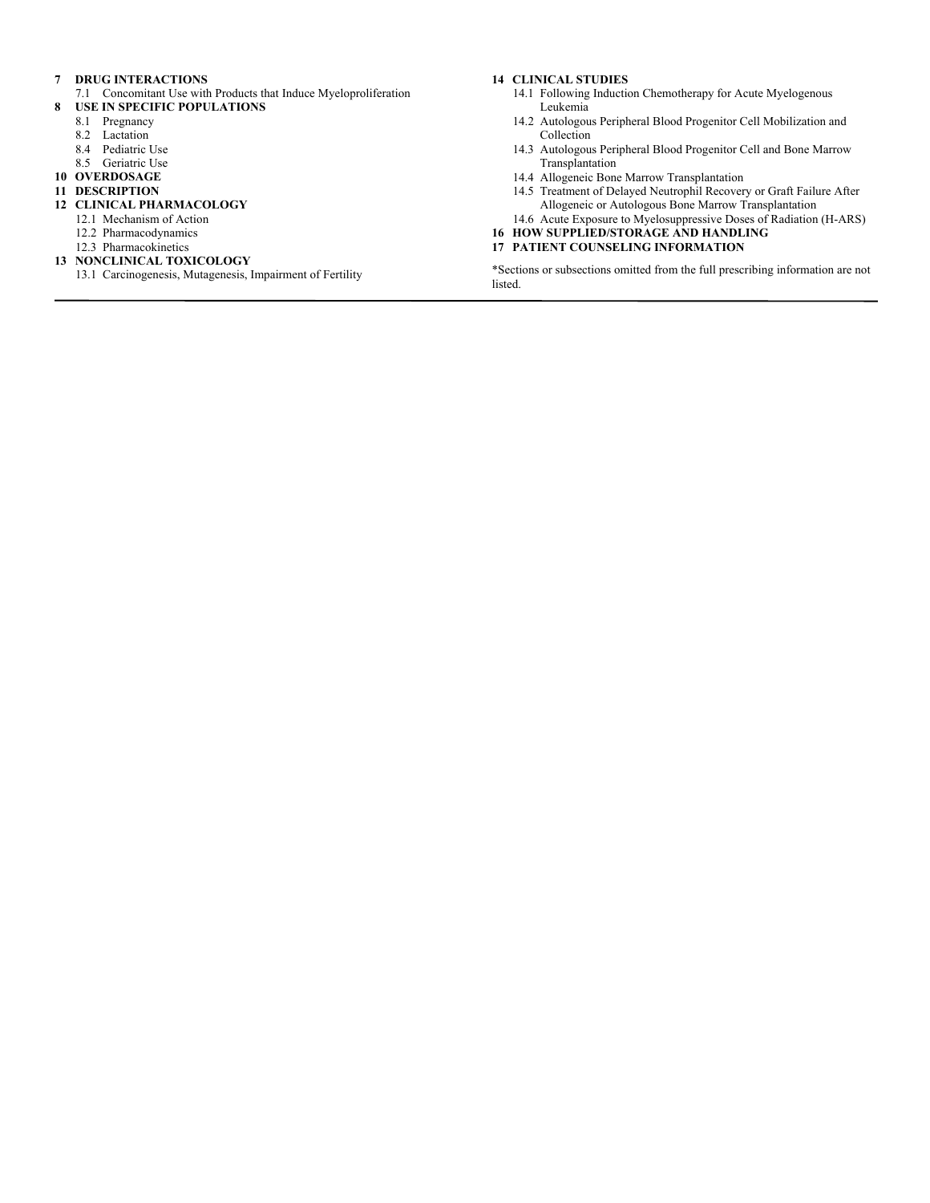**7 DRUG INTERACTIONS**
- 7.1 Concomitant Use with Products that Induce Myeloproliferation

**8 USE IN SPECIFIC POPULATIONS**
- 8.1 Pregnancy
- 8.2 Lactation
- 8.4 Pediatric Use
- 8.5 Geriatric Use

**10 OVERDOSAGE**

**11 DESCRIPTION**

**12 CLINICAL PHARMACOLOGY**
- 12.1 Mechanism of Action
- 12.2 Pharmacodynamics
- 12.3 Pharmacokinetics

**13 NONCLINICAL TOXICOLOGY**
- 13.1 Carcinogenesis, Mutagenesis, Impairment of Fertility

**14 CLINICAL STUDIES**
- 14.1 Following Induction Chemotherapy for Acute Myelogenous Leukemia
- 14.2 Autologous Peripheral Blood Progenitor Cell Mobilization and Collection
- 14.3 Autologous Peripheral Blood Progenitor Cell and Bone Marrow Transplantation
- 14.4 Allogeneic Bone Marrow Transplantation
- 14.5 Treatment of Delayed Neutrophil Recovery or Graft Failure After Allogeneic or Autologous Bone Marrow Transplantation
- 14.6 Acute Exposure to Myelosuppressive Doses of Radiation (H-ARS)

**16 HOW SUPPLIED/STORAGE AND HANDLING**

**17 PATIENT COUNSELING INFORMATION**

*Sections or subsections omitted from the full prescribing information are not listed.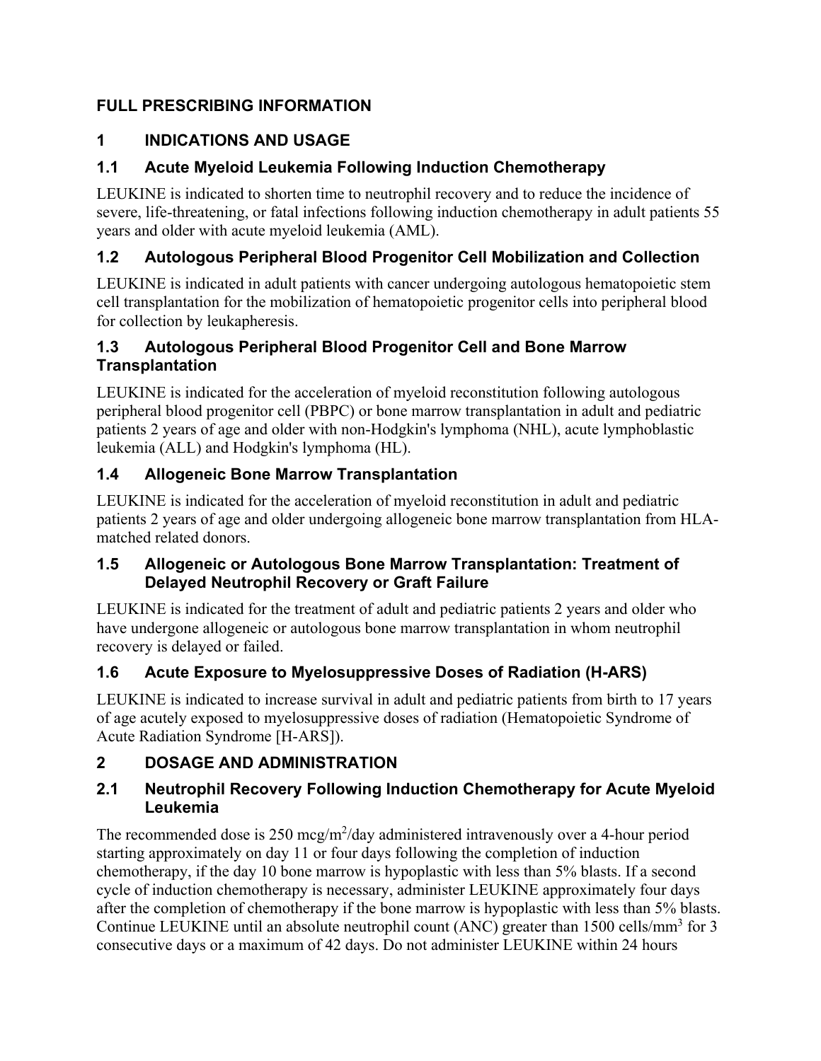# FULL PRESCRIBING INFORMATION

## 1 INDICATIONS AND USAGE

### 1.1 Acute Myeloid Leukemia Following Induction Chemotherapy

LEUKINE is indicated to shorten time to neutrophil recovery and to reduce the incidence of severe, life-threatening, or fatal infections following induction chemotherapy in adult patients 55 years and older with acute myeloid leukemia (AML).

### 1.2 Autologous Peripheral Blood Progenitor Cell Mobilization and Collection

LEUKINE is indicated in adult patients with cancer undergoing autologous hematopoietic stem cell transplantation for the mobilization of hematopoietic progenitor cells into peripheral blood for collection by leukapheresis.

### 1.3 Autologous Peripheral Blood Progenitor Cell and Bone Marrow Transplantation

LEUKINE is indicated for the acceleration of myeloid reconstitution following autologous peripheral blood progenitor cell (PBPC) or bone marrow transplantation in adult and pediatric patients 2 years of age and older with non-Hodgkin's lymphoma (NHL), acute lymphoblastic leukemia (ALL) and Hodgkin's lymphoma (HL).

### 1.4 Allogeneic Bone Marrow Transplantation

LEUKINE is indicated for the acceleration of myeloid reconstitution in adult and pediatric patients 2 years of age and older undergoing allogeneic bone marrow transplantation from HLA-matched related donors.

### 1.5 Allogeneic or Autologous Bone Marrow Transplantation: Treatment of Delayed Neutrophil Recovery or Graft Failure

LEUKINE is indicated for the treatment of adult and pediatric patients 2 years and older who have undergone allogeneic or autologous bone marrow transplantation in whom neutrophil recovery is delayed or failed.

### 1.6 Acute Exposure to Myelosuppressive Doses of Radiation (H-ARS)

LEUKINE is indicated to increase survival in adult and pediatric patients from birth to 17 years of age acutely exposed to myelosuppressive doses of radiation (Hematopoietic Syndrome of Acute Radiation Syndrome [H-ARS]).

## 2 DOSAGE AND ADMINISTRATION

### 2.1 Neutrophil Recovery Following Induction Chemotherapy for Acute Myeloid Leukemia

The recommended dose is 250 mcg/m$^2$/day administered intravenously over a 4-hour period starting approximately on day 11 or four days following the completion of induction chemotherapy, if the day 10 bone marrow is hypoplastic with less than 5% blasts. If a second cycle of induction chemotherapy is necessary, administer LEUKINE approximately four days after the completion of chemotherapy if the bone marrow is hypoplastic with less than 5% blasts. Continue LEUKINE until an absolute neutrophil count (ANC) greater than 1500 cells/mm$^3$ for 3 consecutive days or a maximum of 42 days. Do not administer LEUKINE within 24 hours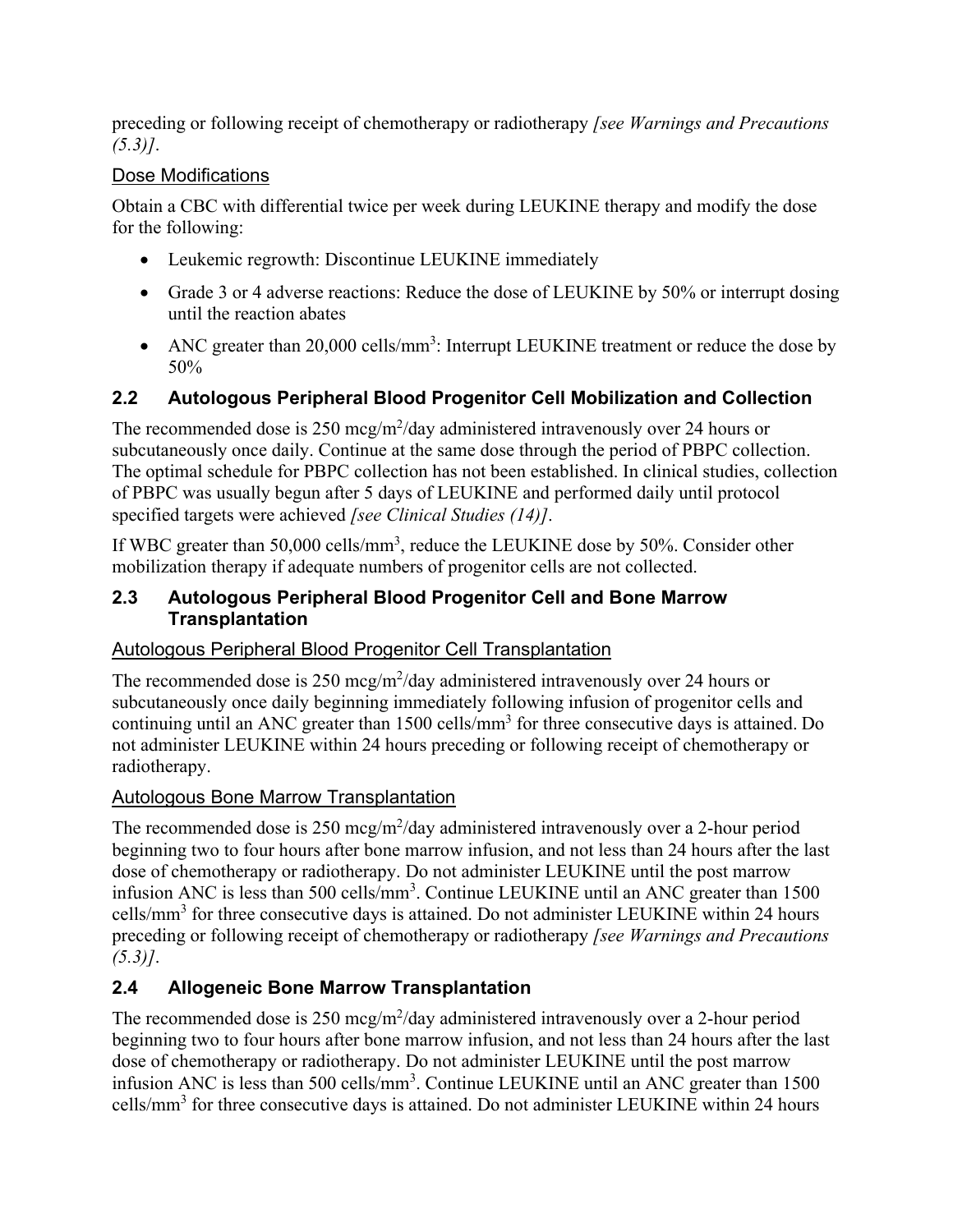preceding or following receipt of chemotherapy or radiotherapy *[see Warnings and Precautions (5.3)]*.

Dose Modifications

Obtain a CBC with differential twice per week during LEUKINE therapy and modify the dose for the following:

- Leukemic regrowth: Discontinue LEUKINE immediately
- Grade 3 or 4 adverse reactions: Reduce the dose of LEUKINE by 50% or interrupt dosing until the reaction abates
- ANC greater than 20,000 cells/mm$^3$: Interrupt LEUKINE treatment or reduce the dose by 50%

## 2.2 Autologous Peripheral Blood Progenitor Cell Mobilization and Collection

The recommended dose is 250 mcg/m$^2$/day administered intravenously over 24 hours or subcutaneously once daily. Continue at the same dose through the period of PBPC collection. The optimal schedule for PBPC collection has not been established. In clinical studies, collection of PBPC was usually begun after 5 days of LEUKINE and performed daily until protocol specified targets were achieved *[see Clinical Studies (14)]*.

If WBC greater than 50,000 cells/mm$^3$, reduce the LEUKINE dose by 50%. Consider other mobilization therapy if adequate numbers of progenitor cells are not collected.

## 2.3 Autologous Peripheral Blood Progenitor Cell and Bone Marrow Transplantation

Autologous Peripheral Blood Progenitor Cell Transplantation

The recommended dose is 250 mcg/m$^2$/day administered intravenously over 24 hours or subcutaneously once daily beginning immediately following infusion of progenitor cells and continuing until an ANC greater than 1500 cells/mm$^3$ for three consecutive days is attained. Do not administer LEUKINE within 24 hours preceding or following receipt of chemotherapy or radiotherapy.

Autologous Bone Marrow Transplantation

The recommended dose is 250 mcg/m$^2$/day administered intravenously over a 2-hour period beginning two to four hours after bone marrow infusion, and not less than 24 hours after the last dose of chemotherapy or radiotherapy. Do not administer LEUKINE until the post marrow infusion ANC is less than 500 cells/mm$^3$. Continue LEUKINE until an ANC greater than 1500 cells/mm$^3$ for three consecutive days is attained. Do not administer LEUKINE within 24 hours preceding or following receipt of chemotherapy or radiotherapy *[see Warnings and Precautions (5.3)]*.

## 2.4 Allogeneic Bone Marrow Transplantation

The recommended dose is 250 mcg/m$^2$/day administered intravenously over a 2-hour period beginning two to four hours after bone marrow infusion, and not less than 24 hours after the last dose of chemotherapy or radiotherapy. Do not administer LEUKINE until the post marrow infusion ANC is less than 500 cells/mm$^3$. Continue LEUKINE until an ANC greater than 1500 cells/mm$^3$ for three consecutive days is attained. Do not administer LEUKINE within 24 hours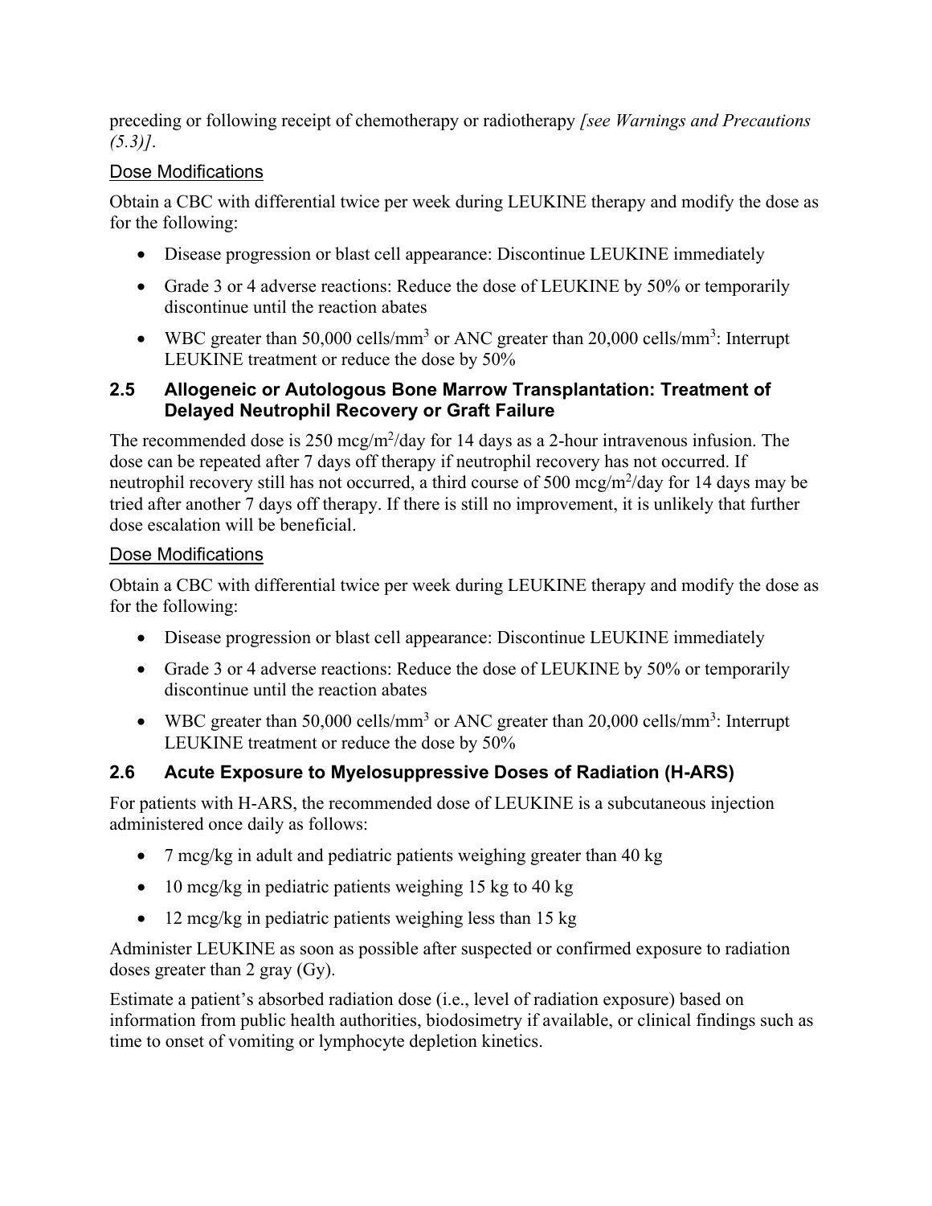preceding or following receipt of chemotherapy or radiotherapy *[see Warnings and Precautions (5.3)]*.

Dose Modifications

Obtain a CBC with differential twice per week during LEUKINE therapy and modify the dose as for the following:

- Disease progression or blast cell appearance: Discontinue LEUKINE immediately
- Grade 3 or 4 adverse reactions: Reduce the dose of LEUKINE by 50% or temporarily discontinue until the reaction abates
- WBC greater than 50,000 cells/mm$^3$ or ANC greater than 20,000 cells/mm$^3$: Interrupt LEUKINE treatment or reduce the dose by 50%

### 2.5 Allogeneic or Autologous Bone Marrow Transplantation: Treatment of Delayed Neutrophil Recovery or Graft Failure

The recommended dose is 250 mcg/m$^2$/day for 14 days as a 2-hour intravenous infusion. The dose can be repeated after 7 days off therapy if neutrophil recovery has not occurred. If neutrophil recovery still has not occurred, a third course of 500 mcg/m$^2$/day for 14 days may be tried after another 7 days off therapy. If there is still no improvement, it is unlikely that further dose escalation will be beneficial.

Dose Modifications

Obtain a CBC with differential twice per week during LEUKINE therapy and modify the dose as for the following:

- Disease progression or blast cell appearance: Discontinue LEUKINE immediately
- Grade 3 or 4 adverse reactions: Reduce the dose of LEUKINE by 50% or temporarily discontinue until the reaction abates
- WBC greater than 50,000 cells/mm$^3$ or ANC greater than 20,000 cells/mm$^3$: Interrupt LEUKINE treatment or reduce the dose by 50%

### 2.6 Acute Exposure to Myelosuppressive Doses of Radiation (H-ARS)

For patients with H-ARS, the recommended dose of LEUKINE is a subcutaneous injection administered once daily as follows:

- 7 mcg/kg in adult and pediatric patients weighing greater than 40 kg
- 10 mcg/kg in pediatric patients weighing 15 kg to 40 kg
- 12 mcg/kg in pediatric patients weighing less than 15 kg

Administer LEUKINE as soon as possible after suspected or confirmed exposure to radiation doses greater than 2 gray (Gy).

Estimate a patient's absorbed radiation dose (i.e., level of radiation exposure) based on information from public health authorities, biodosimetry if available, or clinical findings such as time to onset of vomiting or lymphocyte depletion kinetics.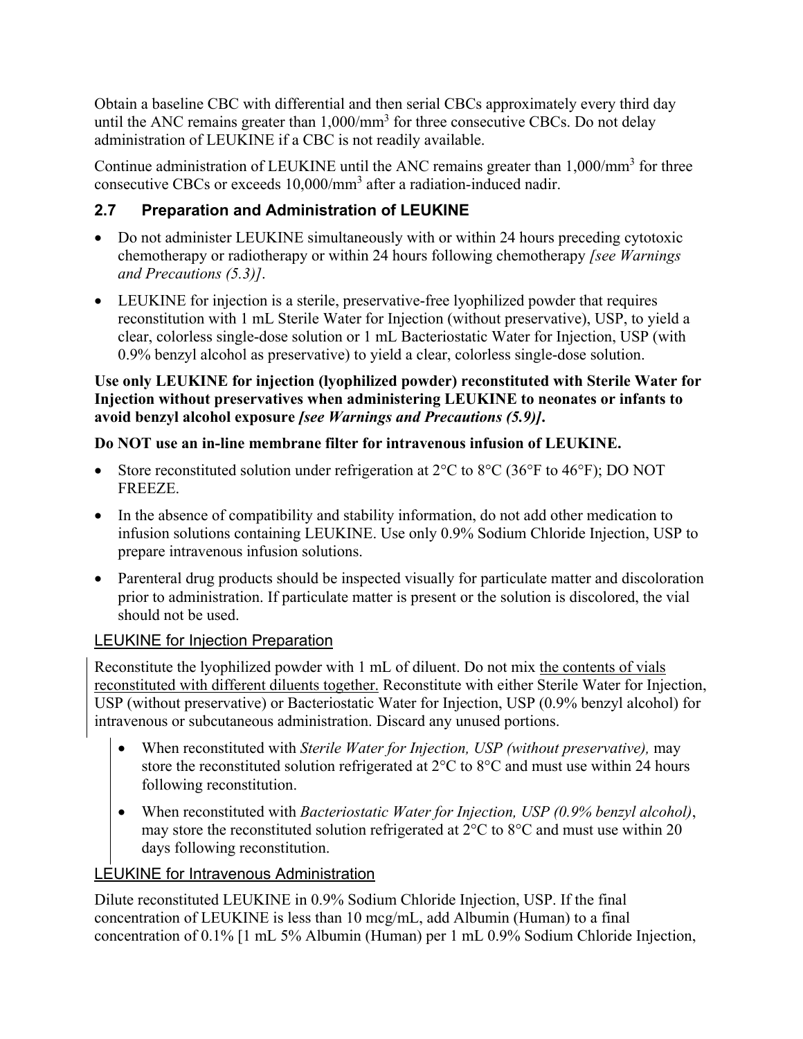Obtain a baseline CBC with differential and then serial CBCs approximately every third day until the ANC remains greater than 1,000/mm$^3$ for three consecutive CBCs. Do not delay administration of LEUKINE if a CBC is not readily available.

Continue administration of LEUKINE until the ANC remains greater than 1,000/mm$^3$ for three consecutive CBCs or exceeds 10,000/mm$^3$ after a radiation-induced nadir.

## 2.7 Preparation and Administration of LEUKINE

- Do not administer LEUKINE simultaneously with or within 24 hours preceding cytotoxic chemotherapy or radiotherapy or within 24 hours following chemotherapy *[see Warnings and Precautions (5.3)]*.
- LEUKINE for injection is a sterile, preservative-free lyophilized powder that requires reconstitution with 1 mL Sterile Water for Injection (without preservative), USP, to yield a clear, colorless single-dose solution or 1 mL Bacteriostatic Water for Injection, USP (with 0.9% benzyl alcohol as preservative) to yield a clear, colorless single-dose solution.

**Use only LEUKINE for injection (lyophilized powder) reconstituted with Sterile Water for Injection without preservatives when administering LEUKINE to neonates or infants to avoid benzyl alcohol exposure *[see Warnings and Precautions (5.9)]*.**

**Do NOT use an in-line membrane filter for intravenous infusion of LEUKINE.**

- Store reconstituted solution under refrigeration at 2°C to 8°C (36°F to 46°F); DO NOT FREEZE.
- In the absence of compatibility and stability information, do not add other medication to infusion solutions containing LEUKINE. Use only 0.9% Sodium Chloride Injection, USP to prepare intravenous infusion solutions.
- Parenteral drug products should be inspected visually for particulate matter and discoloration prior to administration. If particulate matter is present or the solution is discolored, the vial should not be used.

LEUKINE for Injection Preparation

Reconstitute the lyophilized powder with 1 mL of diluent. Do not mix the contents of vials reconstituted with different diluents together. Reconstitute with either Sterile Water for Injection, USP (without preservative) or Bacteriostatic Water for Injection, USP (0.9% benzyl alcohol) for intravenous or subcutaneous administration. Discard any unused portions.

- When reconstituted with *Sterile Water for Injection, USP (without preservative),* may store the reconstituted solution refrigerated at 2°C to 8°C and must use within 24 hours following reconstitution.
- When reconstituted with *Bacteriostatic Water for Injection, USP (0.9% benzyl alcohol)*, may store the reconstituted solution refrigerated at 2°C to 8°C and must use within 20 days following reconstitution.

LEUKINE for Intravenous Administration

Dilute reconstituted LEUKINE in 0.9% Sodium Chloride Injection, USP. If the final concentration of LEUKINE is less than 10 mcg/mL, add Albumin (Human) to a final concentration of 0.1% [1 mL 5% Albumin (Human) per 1 mL 0.9% Sodium Chloride Injection,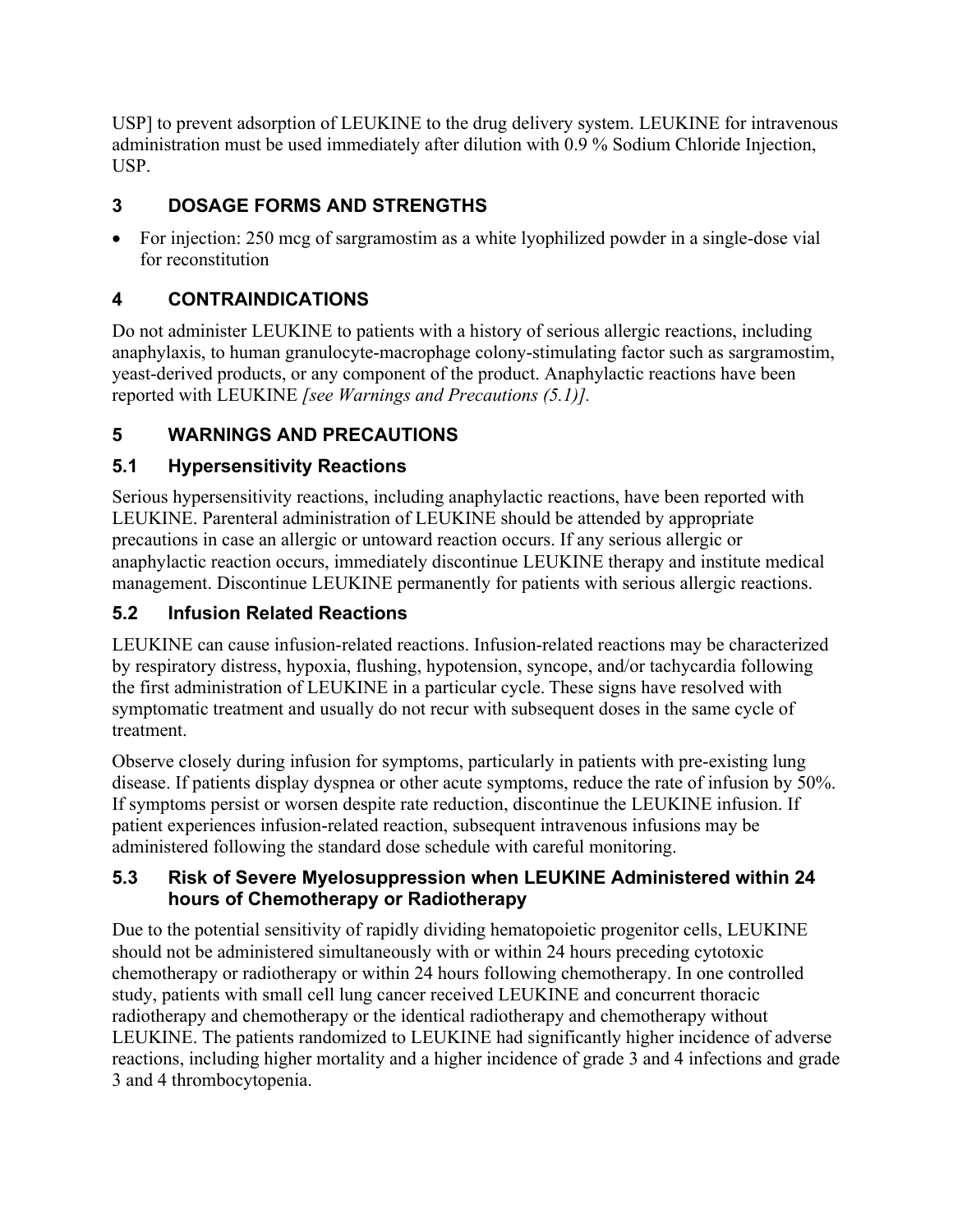USP] to prevent adsorption of LEUKINE to the drug delivery system. LEUKINE for intravenous administration must be used immediately after dilution with 0.9 % Sodium Chloride Injection, USP.

## 3 DOSAGE FORMS AND STRENGTHS

- For injection: 250 mcg of sargramostim as a white lyophilized powder in a single-dose vial for reconstitution

## 4 CONTRAINDICATIONS

Do not administer LEUKINE to patients with a history of serious allergic reactions, including anaphylaxis, to human granulocyte-macrophage colony-stimulating factor such as sargramostim, yeast-derived products, or any component of the product. Anaphylactic reactions have been reported with LEUKINE *[see Warnings and Precautions (5.1)].*

## 5 WARNINGS AND PRECAUTIONS

### 5.1 Hypersensitivity Reactions

Serious hypersensitivity reactions, including anaphylactic reactions, have been reported with LEUKINE. Parenteral administration of LEUKINE should be attended by appropriate precautions in case an allergic or untoward reaction occurs. If any serious allergic or anaphylactic reaction occurs, immediately discontinue LEUKINE therapy and institute medical management. Discontinue LEUKINE permanently for patients with serious allergic reactions.

### 5.2 Infusion Related Reactions

LEUKINE can cause infusion-related reactions. Infusion-related reactions may be characterized by respiratory distress, hypoxia, flushing, hypotension, syncope, and/or tachycardia following the first administration of LEUKINE in a particular cycle. These signs have resolved with symptomatic treatment and usually do not recur with subsequent doses in the same cycle of treatment.

Observe closely during infusion for symptoms, particularly in patients with pre-existing lung disease. If patients display dyspnea or other acute symptoms, reduce the rate of infusion by 50%. If symptoms persist or worsen despite rate reduction, discontinue the LEUKINE infusion. If patient experiences infusion-related reaction, subsequent intravenous infusions may be administered following the standard dose schedule with careful monitoring.

### 5.3 Risk of Severe Myelosuppression when LEUKINE Administered within 24 hours of Chemotherapy or Radiotherapy

Due to the potential sensitivity of rapidly dividing hematopoietic progenitor cells, LEUKINE should not be administered simultaneously with or within 24 hours preceding cytotoxic chemotherapy or radiotherapy or within 24 hours following chemotherapy. In one controlled study, patients with small cell lung cancer received LEUKINE and concurrent thoracic radiotherapy and chemotherapy or the identical radiotherapy and chemotherapy without LEUKINE. The patients randomized to LEUKINE had significantly higher incidence of adverse reactions, including higher mortality and a higher incidence of grade 3 and 4 infections and grade 3 and 4 thrombocytopenia.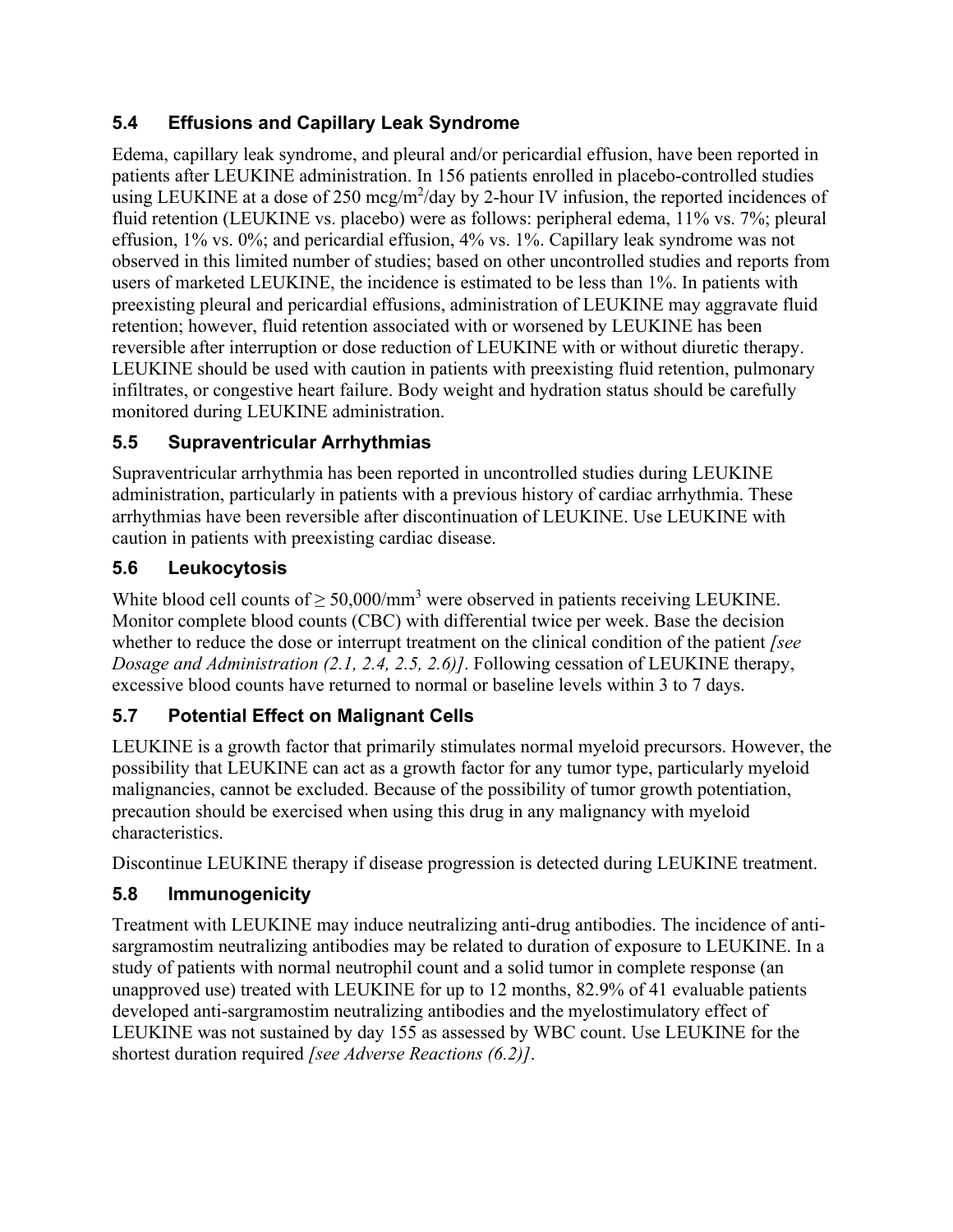### 5.4 Effusions and Capillary Leak Syndrome

Edema, capillary leak syndrome, and pleural and/or pericardial effusion, have been reported in patients after LEUKINE administration. In 156 patients enrolled in placebo-controlled studies using LEUKINE at a dose of 250 mcg/$m^2$/day by 2-hour IV infusion, the reported incidences of fluid retention (LEUKINE vs. placebo) were as follows: peripheral edema, 11% vs. 7%; pleural effusion, 1% vs. 0%; and pericardial effusion, 4% vs. 1%. Capillary leak syndrome was not observed in this limited number of studies; based on other uncontrolled studies and reports from users of marketed LEUKINE, the incidence is estimated to be less than 1%. In patients with preexisting pleural and pericardial effusions, administration of LEUKINE may aggravate fluid retention; however, fluid retention associated with or worsened by LEUKINE has been reversible after interruption or dose reduction of LEUKINE with or without diuretic therapy. LEUKINE should be used with caution in patients with preexisting fluid retention, pulmonary infiltrates, or congestive heart failure. Body weight and hydration status should be carefully monitored during LEUKINE administration.

### 5.5 Supraventricular Arrhythmias

Supraventricular arrhythmia has been reported in uncontrolled studies during LEUKINE administration, particularly in patients with a previous history of cardiac arrhythmia. These arrhythmias have been reversible after discontinuation of LEUKINE. Use LEUKINE with caution in patients with preexisting cardiac disease.

### 5.6 Leukocytosis

White blood cell counts of ≥ 50,000/$mm^3$ were observed in patients receiving LEUKINE. Monitor complete blood counts (CBC) with differential twice per week. Base the decision whether to reduce the dose or interrupt treatment on the clinical condition of the patient *[see Dosage and Administration (2.1, 2.4, 2.5, 2.6)]*. Following cessation of LEUKINE therapy, excessive blood counts have returned to normal or baseline levels within 3 to 7 days.

### 5.7 Potential Effect on Malignant Cells

LEUKINE is a growth factor that primarily stimulates normal myeloid precursors. However, the possibility that LEUKINE can act as a growth factor for any tumor type, particularly myeloid malignancies, cannot be excluded. Because of the possibility of tumor growth potentiation, precaution should be exercised when using this drug in any malignancy with myeloid characteristics.

Discontinue LEUKINE therapy if disease progression is detected during LEUKINE treatment.

### 5.8 Immunogenicity

Treatment with LEUKINE may induce neutralizing anti-drug antibodies. The incidence of anti-sargramostim neutralizing antibodies may be related to duration of exposure to LEUKINE. In a study of patients with normal neutrophil count and a solid tumor in complete response (an unapproved use) treated with LEUKINE for up to 12 months, 82.9% of 41 evaluable patients developed anti-sargramostim neutralizing antibodies and the myelostimulatory effect of LEUKINE was not sustained by day 155 as assessed by WBC count. Use LEUKINE for the shortest duration required *[see Adverse Reactions (6.2)]*.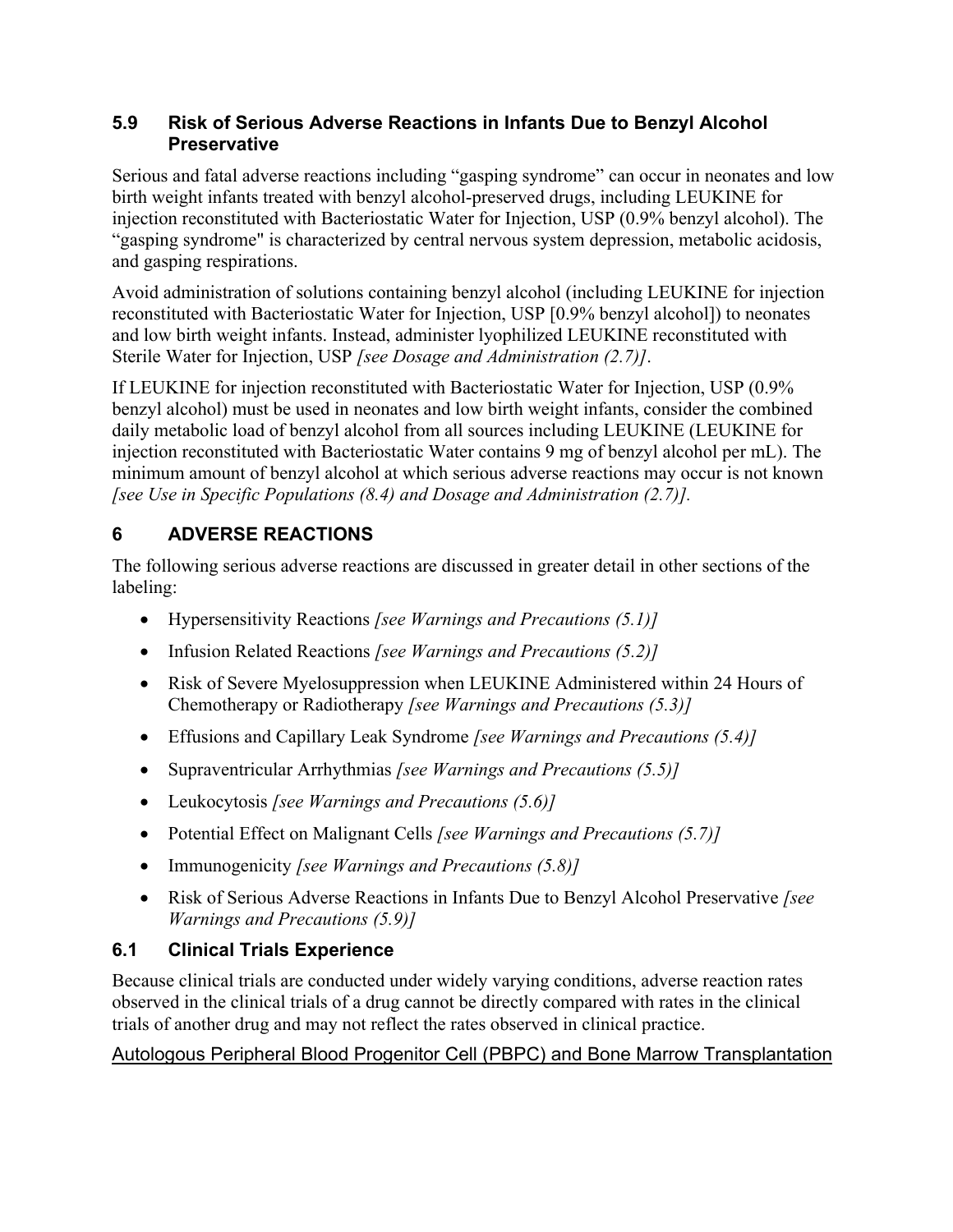## 5.9 Risk of Serious Adverse Reactions in Infants Due to Benzyl Alcohol Preservative

Serious and fatal adverse reactions including "gasping syndrome" can occur in neonates and low birth weight infants treated with benzyl alcohol-preserved drugs, including LEUKINE for injection reconstituted with Bacteriostatic Water for Injection, USP (0.9% benzyl alcohol). The "gasping syndrome" is characterized by central nervous system depression, metabolic acidosis, and gasping respirations.

Avoid administration of solutions containing benzyl alcohol (including LEUKINE for injection reconstituted with Bacteriostatic Water for Injection, USP [0.9% benzyl alcohol]) to neonates and low birth weight infants. Instead, administer lyophilized LEUKINE reconstituted with Sterile Water for Injection, USP *[see Dosage and Administration (2.7)]*.

If LEUKINE for injection reconstituted with Bacteriostatic Water for Injection, USP (0.9% benzyl alcohol) must be used in neonates and low birth weight infants, consider the combined daily metabolic load of benzyl alcohol from all sources including LEUKINE (LEUKINE for injection reconstituted with Bacteriostatic Water contains 9 mg of benzyl alcohol per mL). The minimum amount of benzyl alcohol at which serious adverse reactions may occur is not known *[see Use in Specific Populations (8.4) and Dosage and Administration (2.7)].*

# 6 ADVERSE REACTIONS

The following serious adverse reactions are discussed in greater detail in other sections of the labeling:

- Hypersensitivity Reactions *[see Warnings and Precautions (5.1)]*
- Infusion Related Reactions *[see Warnings and Precautions (5.2)]*
- Risk of Severe Myelosuppression when LEUKINE Administered within 24 Hours of Chemotherapy or Radiotherapy *[see Warnings and Precautions (5.3)]*
- Effusions and Capillary Leak Syndrome *[see Warnings and Precautions (5.4)]*
- Supraventricular Arrhythmias *[see Warnings and Precautions (5.5)]*
- Leukocytosis *[see Warnings and Precautions (5.6)]*
- Potential Effect on Malignant Cells *[see Warnings and Precautions (5.7)]*
- Immunogenicity *[see Warnings and Precautions (5.8)]*
- Risk of Serious Adverse Reactions in Infants Due to Benzyl Alcohol Preservative *[see Warnings and Precautions (5.9)]*

## 6.1 Clinical Trials Experience

Because clinical trials are conducted under widely varying conditions, adverse reaction rates observed in the clinical trials of a drug cannot be directly compared with rates in the clinical trials of another drug and may not reflect the rates observed in clinical practice.

<u>Autologous Peripheral Blood Progenitor Cell (PBPC) and Bone Marrow Transplantation</u>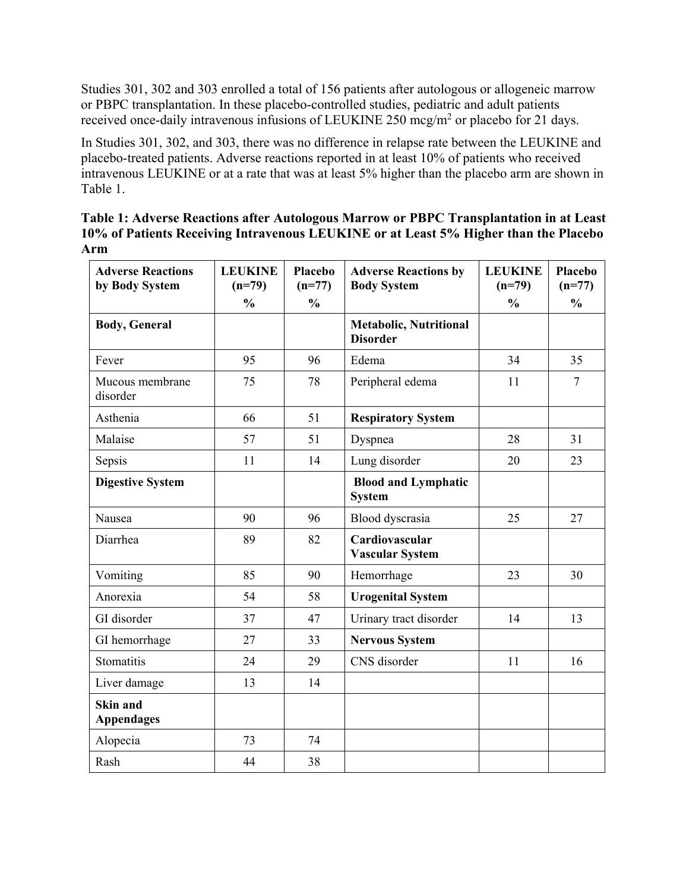Studies 301, 302 and 303 enrolled a total of 156 patients after autologous or allogeneic marrow or PBPC transplantation. In these placebo-controlled studies, pediatric and adult patients received once-daily intravenous infusions of LEUKINE 250 mcg/m$^2$ or placebo for 21 days.

In Studies 301, 302, and 303, there was no difference in relapse rate between the LEUKINE and placebo-treated patients. Adverse reactions reported in at least 10% of patients who received intravenous LEUKINE or at a rate that was at least 5% higher than the placebo arm are shown in Table 1.

**Table 1: Adverse Reactions after Autologous Marrow or PBPC Transplantation in at Least 10% of Patients Receiving Intravenous LEUKINE or at Least 5% Higher than the Placebo Arm**

| Adverse Reactions by Body System | LEUKINE (n=79) % | Placebo (n=77) % | Adverse Reactions by Body System | LEUKINE (n=79) % | Placebo (n=77) % |
|---|---|---|---|---|---|
| **Body, General** | | | **Metabolic, Nutritional Disorder** | | |
| Fever | 95 | 96 | Edema | 34 | 35 |
| Mucous membrane disorder | 75 | 78 | Peripheral edema | 11 | 7 |
| Asthenia | 66 | 51 | **Respiratory System** | | |
| Malaise | 57 | 51 | Dyspnea | 28 | 31 |
| Sepsis | 11 | 14 | Lung disorder | 20 | 23 |
| **Digestive System** | | | **Blood and Lymphatic System** | | |
| Nausea | 90 | 96 | Blood dyscrasia | 25 | 27 |
| Diarrhea | 89 | 82 | **Cardiovascular Vascular System** | | |
| Vomiting | 85 | 90 | Hemorrhage | 23 | 30 |
| Anorexia | 54 | 58 | **Urogenital System** | | |
| GI disorder | 37 | 47 | Urinary tract disorder | 14 | 13 |
| GI hemorrhage | 27 | 33 | **Nervous System** | | |
| Stomatitis | 24 | 29 | CNS disorder | 11 | 16 |
| Liver damage | 13 | 14 | | | |
| **Skin and Appendages** | | | | | |
| Alopecia | 73 | 74 | | | |
| Rash | 44 | 38 | | | |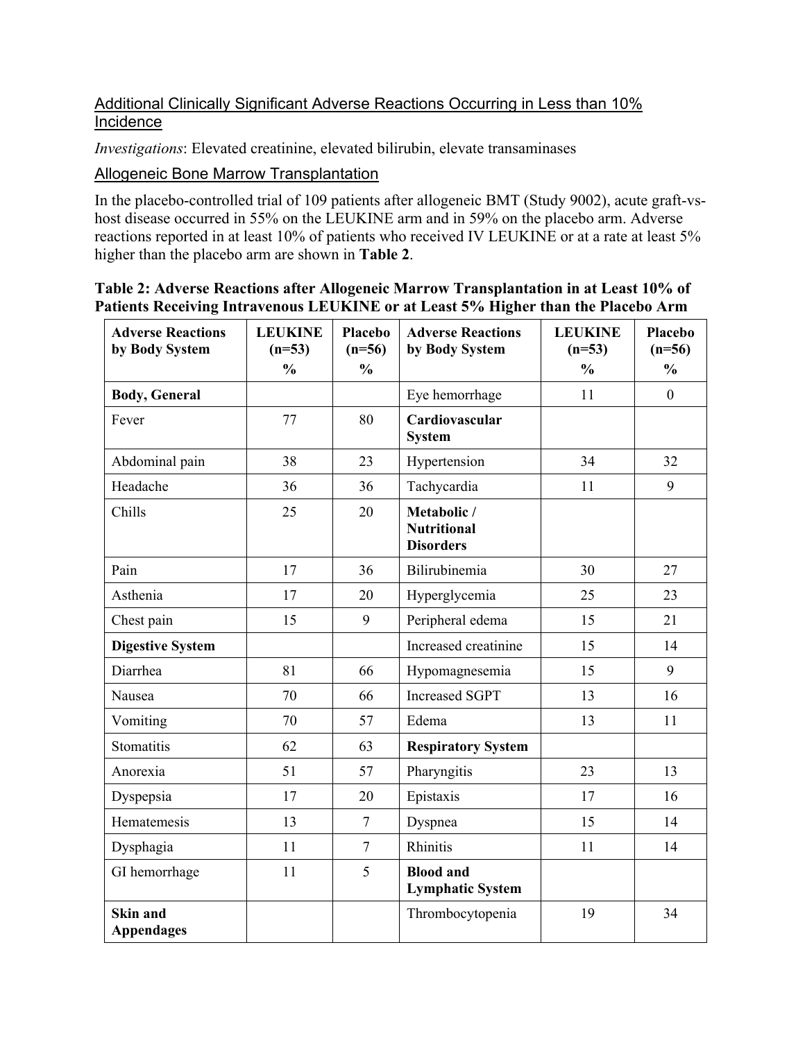### Additional Clinically Significant Adverse Reactions Occurring in Less than 10% Incidence

*Investigations*: Elevated creatinine, elevated bilirubin, elevate transaminases

### Allogeneic Bone Marrow Transplantation

In the placebo-controlled trial of 109 patients after allogeneic BMT (Study 9002), acute graft-vs-host disease occurred in 55% on the LEUKINE arm and in 59% on the placebo arm. Adverse reactions reported in at least 10% of patients who received IV LEUKINE or at a rate at least 5% higher than the placebo arm are shown in **Table 2**.

**Table 2: Adverse Reactions after Allogeneic Marrow Transplantation in at Least 10% of Patients Receiving Intravenous LEUKINE or at Least 5% Higher than the Placebo Arm**

| Adverse Reactions by Body System | LEUKINE (n=53) % | Placebo (n=56) % | Adverse Reactions by Body System | LEUKINE (n=53) % | Placebo (n=56) % |
|---|---|---|---|---|---|
| **Body, General** | | | Eye hemorrhage | 11 | 0 |
| Fever | 77 | 80 | **Cardiovascular System** | | |
| Abdominal pain | 38 | 23 | Hypertension | 34 | 32 |
| Headache | 36 | 36 | Tachycardia | 11 | 9 |
| Chills | 25 | 20 | **Metabolic / Nutritional Disorders** | | |
| Pain | 17 | 36 | Bilirubinemia | 30 | 27 |
| Asthenia | 17 | 20 | Hyperglycemia | 25 | 23 |
| Chest pain | 15 | 9 | Peripheral edema | 15 | 21 |
| **Digestive System** | | | Increased creatinine | 15 | 14 |
| Diarrhea | 81 | 66 | Hypomagnesemia | 15 | 9 |
| Nausea | 70 | 66 | Increased SGPT | 13 | 16 |
| Vomiting | 70 | 57 | Edema | 13 | 11 |
| Stomatitis | 62 | 63 | **Respiratory System** | | |
| Anorexia | 51 | 57 | Pharyngitis | 23 | 13 |
| Dyspepsia | 17 | 20 | Epistaxis | 17 | 16 |
| Hematemesis | 13 | 7 | Dyspnea | 15 | 14 |
| Dysphagia | 11 | 7 | Rhinitis | 11 | 14 |
| GI hemorrhage | 11 | 5 | **Blood and Lymphatic System** | | |
| **Skin and Appendages** | | | Thrombocytopenia | 19 | 34 |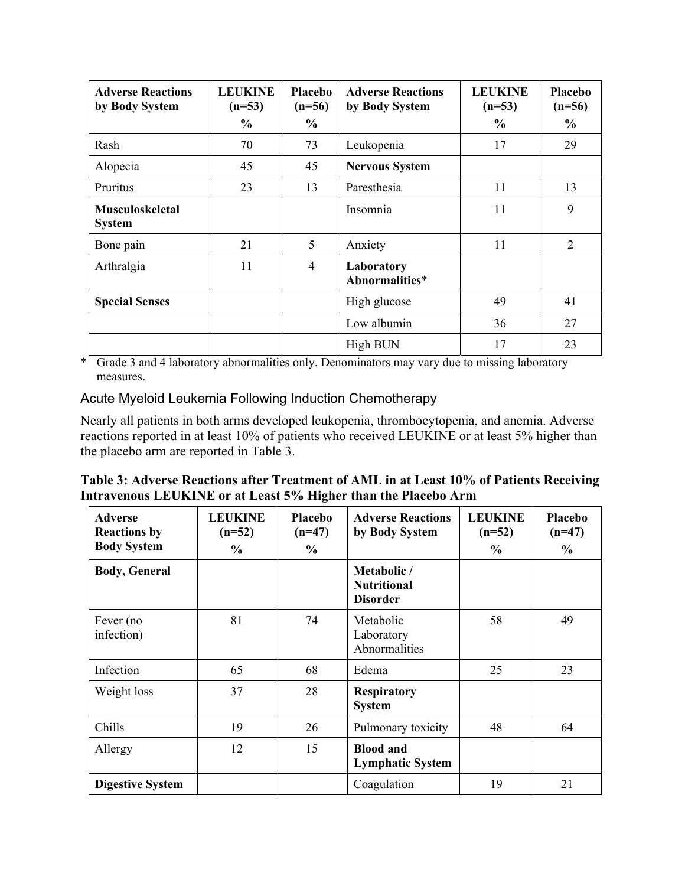| Adverse Reactions by Body System | LEUKINE (n=53) % | Placebo (n=56) % | Adverse Reactions by Body System | LEUKINE (n=53) % | Placebo (n=56) % |
|---|---|---|---|---|---|
| Rash | 70 | 73 | Leukopenia | 17 | 29 |
| Alopecia | 45 | 45 | **Nervous System** | | |
| Pruritus | 23 | 13 | Paresthesia | 11 | 13 |
| **Musculoskeletal System** | | | Insomnia | 11 | 9 |
| Bone pain | 21 | 5 | Anxiety | 11 | 2 |
| Arthralgia | 11 | 4 | **Laboratory Abnormalities*** | | |
| **Special Senses** | | | High glucose | 49 | 41 |
| | | | Low albumin | 36 | 27 |
| | | | High BUN | 17 | 23 |

\* Grade 3 and 4 laboratory abnormalities only. Denominators may vary due to missing laboratory measures.

### Acute Myeloid Leukemia Following Induction Chemotherapy

Nearly all patients in both arms developed leukopenia, thrombocytopenia, and anemia. Adverse reactions reported in at least 10% of patients who received LEUKINE or at least 5% higher than the placebo arm are reported in Table 3.

**Table 3: Adverse Reactions after Treatment of AML in at Least 10% of Patients Receiving Intravenous LEUKINE or at Least 5% Higher than the Placebo Arm**

| Adverse Reactions by Body System | LEUKINE (n=52) % | Placebo (n=47) % | Adverse Reactions by Body System | LEUKINE (n=52) % | Placebo (n=47) % |
|---|---|---|---|---|---|
| **Body, General** | | | **Metabolic / Nutritional Disorder** | | |
| Fever (no infection) | 81 | 74 | Metabolic Laboratory Abnormalities | 58 | 49 |
| Infection | 65 | 68 | Edema | 25 | 23 |
| Weight loss | 37 | 28 | **Respiratory System** | | |
| Chills | 19 | 26 | Pulmonary toxicity | 48 | 64 |
| Allergy | 12 | 15 | **Blood and Lymphatic System** | | |
| **Digestive System** | | | Coagulation | 19 | 21 |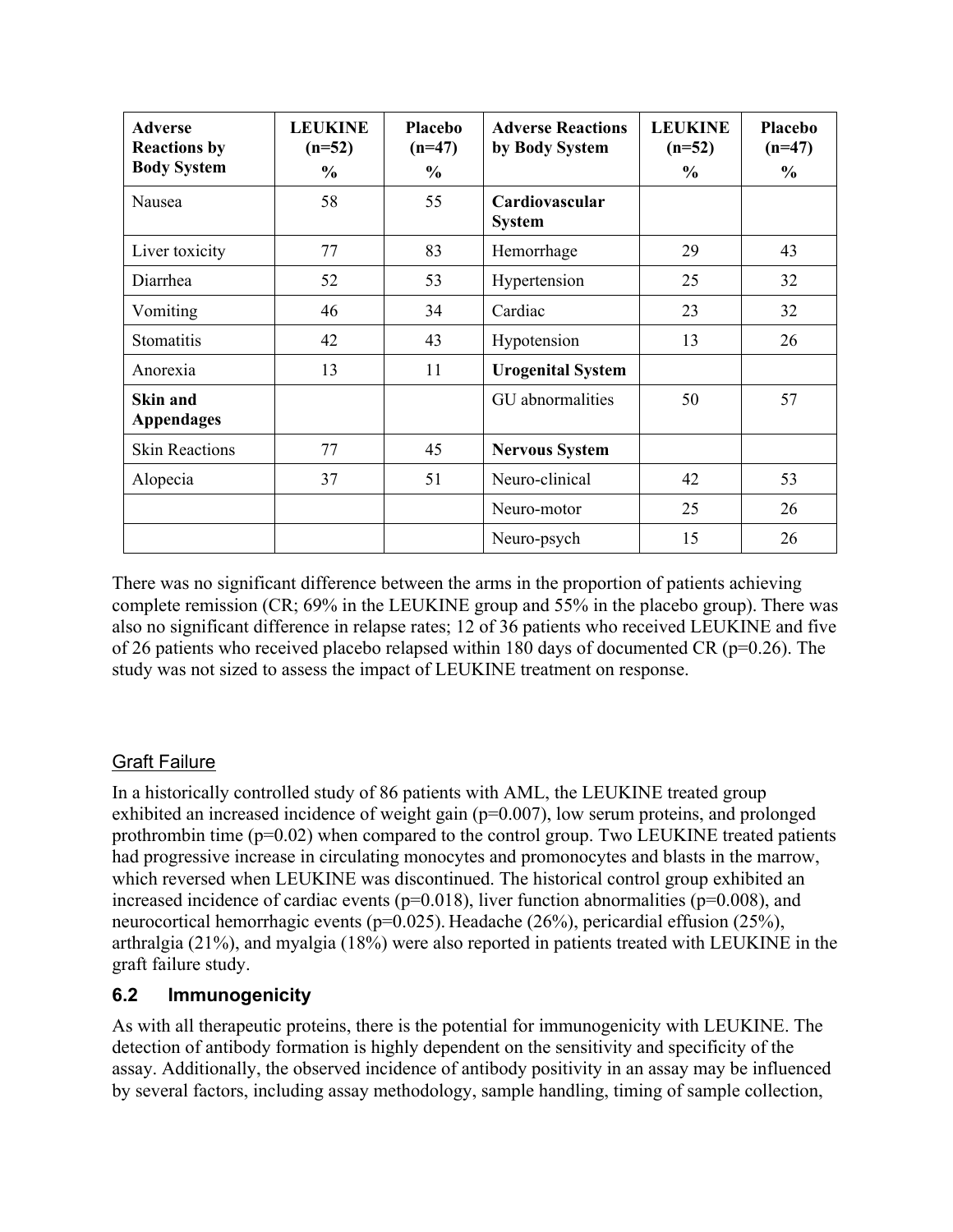| Adverse Reactions by Body System | LEUKINE (n=52) % | Placebo (n=47) % | Adverse Reactions by Body System | LEUKINE (n=52) % | Placebo (n=47) % |
|---|---|---|---|---|---|
| Nausea | 58 | 55 | **Cardiovascular System** | | |
| Liver toxicity | 77 | 83 | Hemorrhage | 29 | 43 |
| Diarrhea | 52 | 53 | Hypertension | 25 | 32 |
| Vomiting | 46 | 34 | Cardiac | 23 | 32 |
| Stomatitis | 42 | 43 | Hypotension | 13 | 26 |
| Anorexia | 13 | 11 | **Urogenital System** | | |
| **Skin and Appendages** | | | GU abnormalities | 50 | 57 |
| Skin Reactions | 77 | 45 | **Nervous System** | | |
| Alopecia | 37 | 51 | Neuro-clinical | 42 | 53 |
| | | | Neuro-motor | 25 | 26 |
| | | | Neuro-psych | 15 | 26 |

There was no significant difference between the arms in the proportion of patients achieving complete remission (CR; 69% in the LEUKINE group and 55% in the placebo group). There was also no significant difference in relapse rates; 12 of 36 patients who received LEUKINE and five of 26 patients who received placebo relapsed within 180 days of documented CR ($p=0.26$). The study was not sized to assess the impact of LEUKINE treatment on response.

Graft Failure

In a historically controlled study of 86 patients with AML, the LEUKINE treated group exhibited an increased incidence of weight gain ($p=0.007$), low serum proteins, and prolonged prothrombin time ($p=0.02$) when compared to the control group. Two LEUKINE treated patients had progressive increase in circulating monocytes and promonocytes and blasts in the marrow, which reversed when LEUKINE was discontinued. The historical control group exhibited an increased incidence of cardiac events ($p=0.018$), liver function abnormalities ($p=0.008$), and neurocortical hemorrhagic events ($p=0.025$). Headache (26%), pericardial effusion (25%), arthralgia (21%), and myalgia (18%) were also reported in patients treated with LEUKINE in the graft failure study.

## 6.2 Immunogenicity

As with all therapeutic proteins, there is the potential for immunogenicity with LEUKINE. The detection of antibody formation is highly dependent on the sensitivity and specificity of the assay. Additionally, the observed incidence of antibody positivity in an assay may be influenced by several factors, including assay methodology, sample handling, timing of sample collection,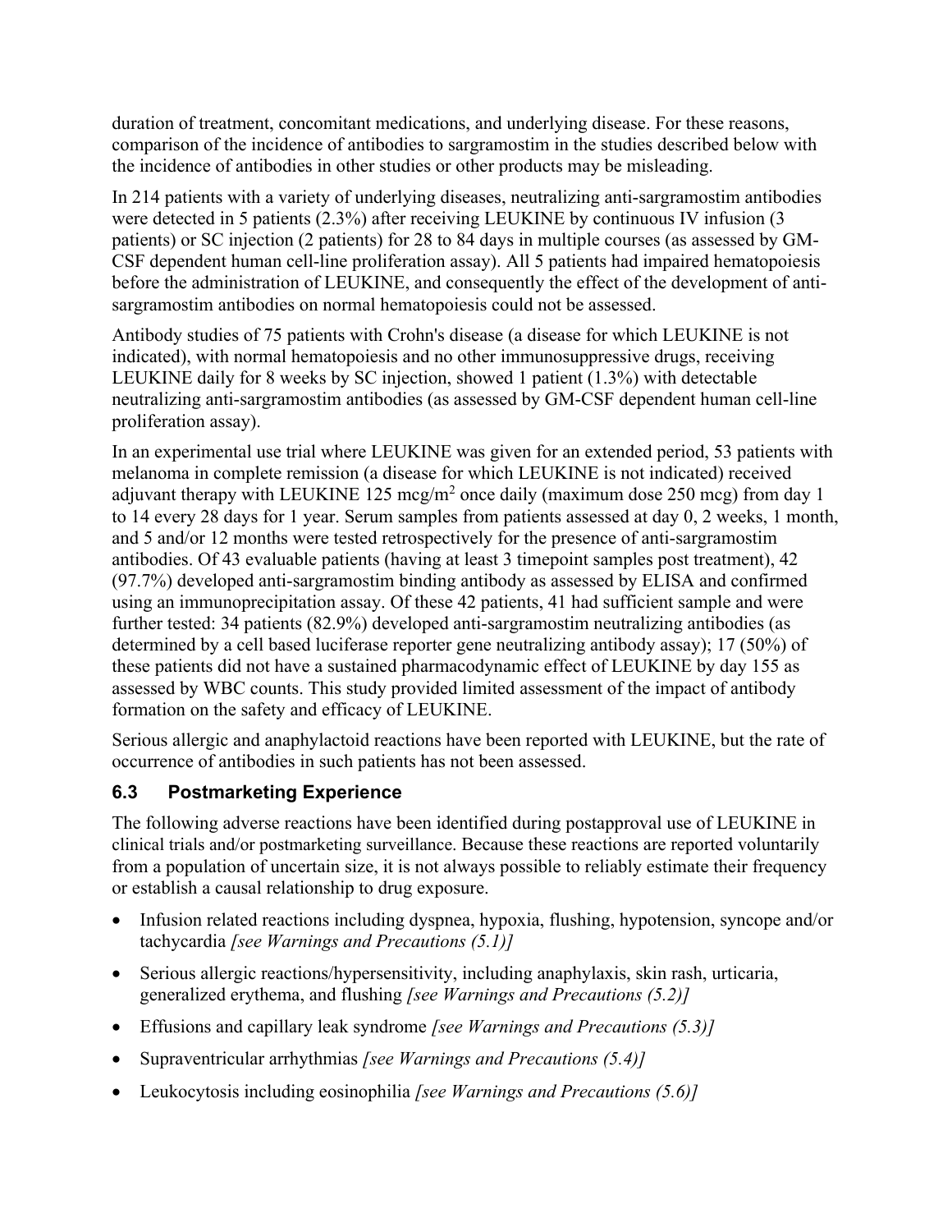duration of treatment, concomitant medications, and underlying disease. For these reasons, comparison of the incidence of antibodies to sargramostim in the studies described below with the incidence of antibodies in other studies or other products may be misleading.

In 214 patients with a variety of underlying diseases, neutralizing anti-sargramostim antibodies were detected in 5 patients (2.3%) after receiving LEUKINE by continuous IV infusion (3 patients) or SC injection (2 patients) for 28 to 84 days in multiple courses (as assessed by GM-CSF dependent human cell-line proliferation assay). All 5 patients had impaired hematopoiesis before the administration of LEUKINE, and consequently the effect of the development of anti-sargramostim antibodies on normal hematopoiesis could not be assessed.

Antibody studies of 75 patients with Crohn's disease (a disease for which LEUKINE is not indicated), with normal hematopoiesis and no other immunosuppressive drugs, receiving LEUKINE daily for 8 weeks by SC injection, showed 1 patient (1.3%) with detectable neutralizing anti-sargramostim antibodies (as assessed by GM-CSF dependent human cell-line proliferation assay).

In an experimental use trial where LEUKINE was given for an extended period, 53 patients with melanoma in complete remission (a disease for which LEUKINE is not indicated) received adjuvant therapy with LEUKINE 125 mcg/m$^2$ once daily (maximum dose 250 mcg) from day 1 to 14 every 28 days for 1 year. Serum samples from patients assessed at day 0, 2 weeks, 1 month, and 5 and/or 12 months were tested retrospectively for the presence of anti-sargramostim antibodies. Of 43 evaluable patients (having at least 3 timepoint samples post treatment), 42 (97.7%) developed anti-sargramostim binding antibody as assessed by ELISA and confirmed using an immunoprecipitation assay. Of these 42 patients, 41 had sufficient sample and were further tested: 34 patients (82.9%) developed anti-sargramostim neutralizing antibodies (as determined by a cell based luciferase reporter gene neutralizing antibody assay); 17 (50%) of these patients did not have a sustained pharmacodynamic effect of LEUKINE by day 155 as assessed by WBC counts. This study provided limited assessment of the impact of antibody formation on the safety and efficacy of LEUKINE.

Serious allergic and anaphylactoid reactions have been reported with LEUKINE, but the rate of occurrence of antibodies in such patients has not been assessed.

## 6.3 Postmarketing Experience

The following adverse reactions have been identified during postapproval use of LEUKINE in clinical trials and/or postmarketing surveillance. Because these reactions are reported voluntarily from a population of uncertain size, it is not always possible to reliably estimate their frequency or establish a causal relationship to drug exposure.

- Infusion related reactions including dyspnea, hypoxia, flushing, hypotension, syncope and/or tachycardia *[see Warnings and Precautions (5.1)]*
- Serious allergic reactions/hypersensitivity, including anaphylaxis, skin rash, urticaria, generalized erythema, and flushing *[see Warnings and Precautions (5.2)]*
- Effusions and capillary leak syndrome *[see Warnings and Precautions (5.3)]*
- Supraventricular arrhythmias *[see Warnings and Precautions (5.4)]*
- Leukocytosis including eosinophilia *[see Warnings and Precautions (5.6)]*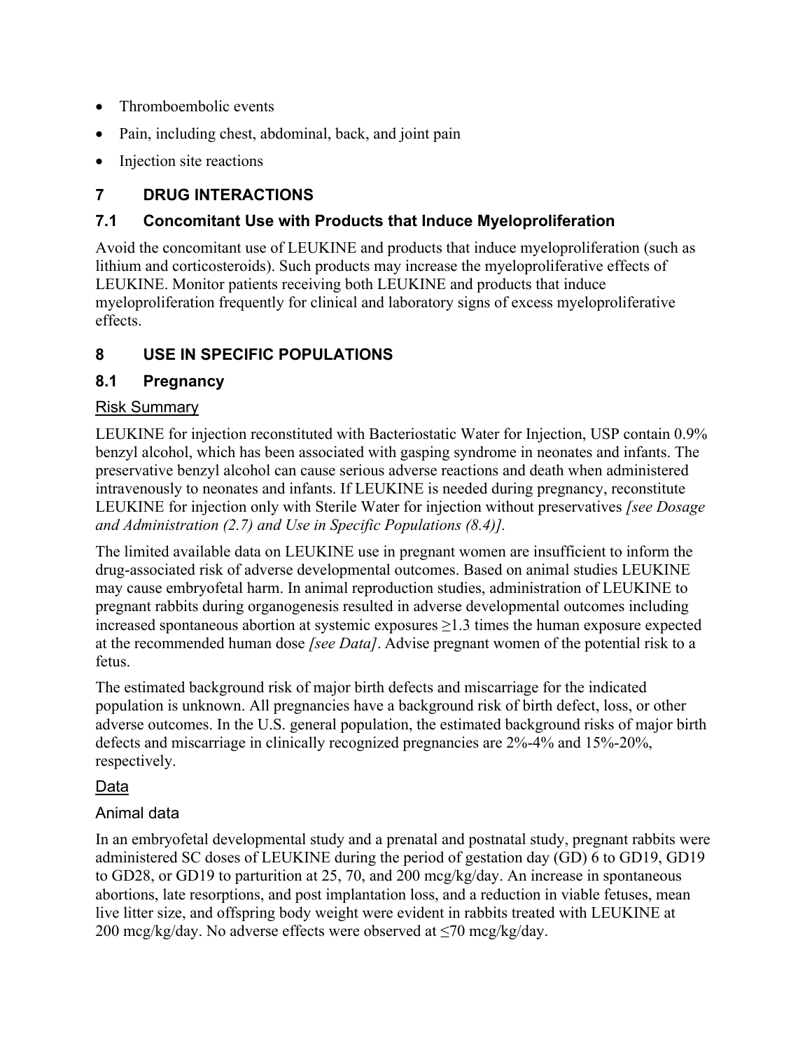- Thromboembolic events
- Pain, including chest, abdominal, back, and joint pain
- Injection site reactions

## 7 DRUG INTERACTIONS

### 7.1 Concomitant Use with Products that Induce Myeloproliferation

Avoid the concomitant use of LEUKINE and products that induce myeloproliferation (such as lithium and corticosteroids). Such products may increase the myeloproliferative effects of LEUKINE. Monitor patients receiving both LEUKINE and products that induce myeloproliferation frequently for clinical and laboratory signs of excess myeloproliferative effects.

## 8 USE IN SPECIFIC POPULATIONS

### 8.1 Pregnancy

Risk Summary

LEUKINE for injection reconstituted with Bacteriostatic Water for Injection, USP contain 0.9% benzyl alcohol, which has been associated with gasping syndrome in neonates and infants. The preservative benzyl alcohol can cause serious adverse reactions and death when administered intravenously to neonates and infants. If LEUKINE is needed during pregnancy, reconstitute LEUKINE for injection only with Sterile Water for injection without preservatives *[see Dosage and Administration (2.7) and Use in Specific Populations (8.4)].*

The limited available data on LEUKINE use in pregnant women are insufficient to inform the drug-associated risk of adverse developmental outcomes. Based on animal studies LEUKINE may cause embryofetal harm. In animal reproduction studies, administration of LEUKINE to pregnant rabbits during organogenesis resulted in adverse developmental outcomes including increased spontaneous abortion at systemic exposures ≥1.3 times the human exposure expected at the recommended human dose *[see Data]*. Advise pregnant women of the potential risk to a fetus.

The estimated background risk of major birth defects and miscarriage for the indicated population is unknown. All pregnancies have a background risk of birth defect, loss, or other adverse outcomes. In the U.S. general population, the estimated background risks of major birth defects and miscarriage in clinically recognized pregnancies are 2%-4% and 15%-20%, respectively.

Data

Animal data

In an embryofetal developmental study and a prenatal and postnatal study, pregnant rabbits were administered SC doses of LEUKINE during the period of gestation day (GD) 6 to GD19, GD19 to GD28, or GD19 to parturition at 25, 70, and 200 mcg/kg/day. An increase in spontaneous abortions, late resorptions, and post implantation loss, and a reduction in viable fetuses, mean live litter size, and offspring body weight were evident in rabbits treated with LEUKINE at 200 mcg/kg/day. No adverse effects were observed at ≤70 mcg/kg/day.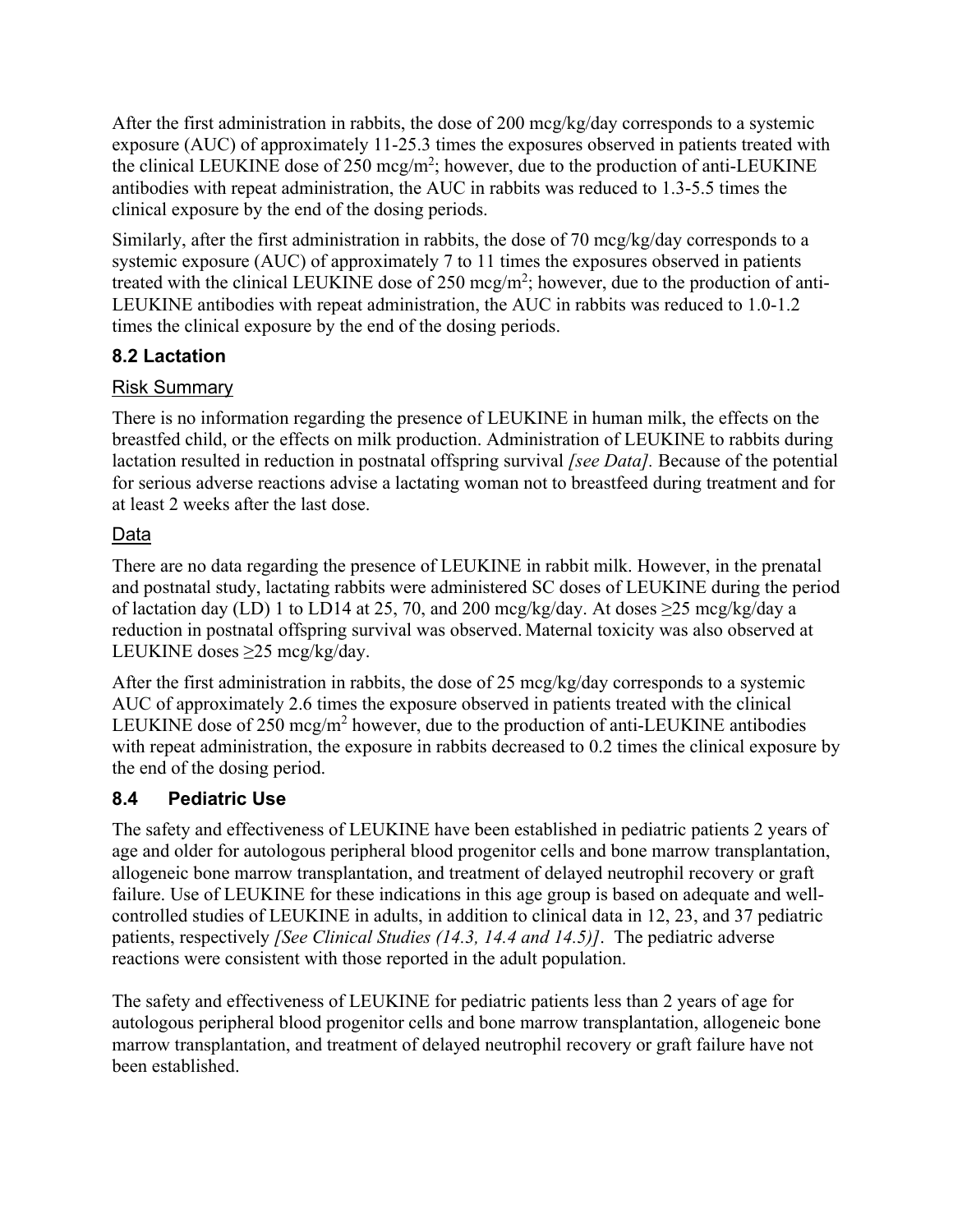After the first administration in rabbits, the dose of 200 mcg/kg/day corresponds to a systemic exposure (AUC) of approximately 11-25.3 times the exposures observed in patients treated with the clinical LEUKINE dose of 250 mcg/$m^2$; however, due to the production of anti-LEUKINE antibodies with repeat administration, the AUC in rabbits was reduced to 1.3-5.5 times the clinical exposure by the end of the dosing periods.

Similarly, after the first administration in rabbits, the dose of 70 mcg/kg/day corresponds to a systemic exposure (AUC) of approximately 7 to 11 times the exposures observed in patients treated with the clinical LEUKINE dose of 250 mcg/$m^2$; however, due to the production of anti-LEUKINE antibodies with repeat administration, the AUC in rabbits was reduced to 1.0-1.2 times the clinical exposure by the end of the dosing periods.

### 8.2 Lactation

Risk Summary

There is no information regarding the presence of LEUKINE in human milk, the effects on the breastfed child, or the effects on milk production. Administration of LEUKINE to rabbits during lactation resulted in reduction in postnatal offspring survival *[see Data].* Because of the potential for serious adverse reactions advise a lactating woman not to breastfeed during treatment and for at least 2 weeks after the last dose.

Data

There are no data regarding the presence of LEUKINE in rabbit milk. However, in the prenatal and postnatal study, lactating rabbits were administered SC doses of LEUKINE during the period of lactation day (LD) 1 to LD14 at 25, 70, and 200 mcg/kg/day. At doses ≥25 mcg/kg/day a reduction in postnatal offspring survival was observed. Maternal toxicity was also observed at LEUKINE doses ≥25 mcg/kg/day.

After the first administration in rabbits, the dose of 25 mcg/kg/day corresponds to a systemic AUC of approximately 2.6 times the exposure observed in patients treated with the clinical LEUKINE dose of 250 mcg/$m^2$ however, due to the production of anti-LEUKINE antibodies with repeat administration, the exposure in rabbits decreased to 0.2 times the clinical exposure by the end of the dosing period.

### 8.4 Pediatric Use

The safety and effectiveness of LEUKINE have been established in pediatric patients 2 years of age and older for autologous peripheral blood progenitor cells and bone marrow transplantation, allogeneic bone marrow transplantation, and treatment of delayed neutrophil recovery or graft failure. Use of LEUKINE for these indications in this age group is based on adequate and well-controlled studies of LEUKINE in adults, in addition to clinical data in 12, 23, and 37 pediatric patients, respectively *[See Clinical Studies (14.3, 14.4 and 14.5)]*. The pediatric adverse reactions were consistent with those reported in the adult population.

The safety and effectiveness of LEUKINE for pediatric patients less than 2 years of age for autologous peripheral blood progenitor cells and bone marrow transplantation, allogeneic bone marrow transplantation, and treatment of delayed neutrophil recovery or graft failure have not been established.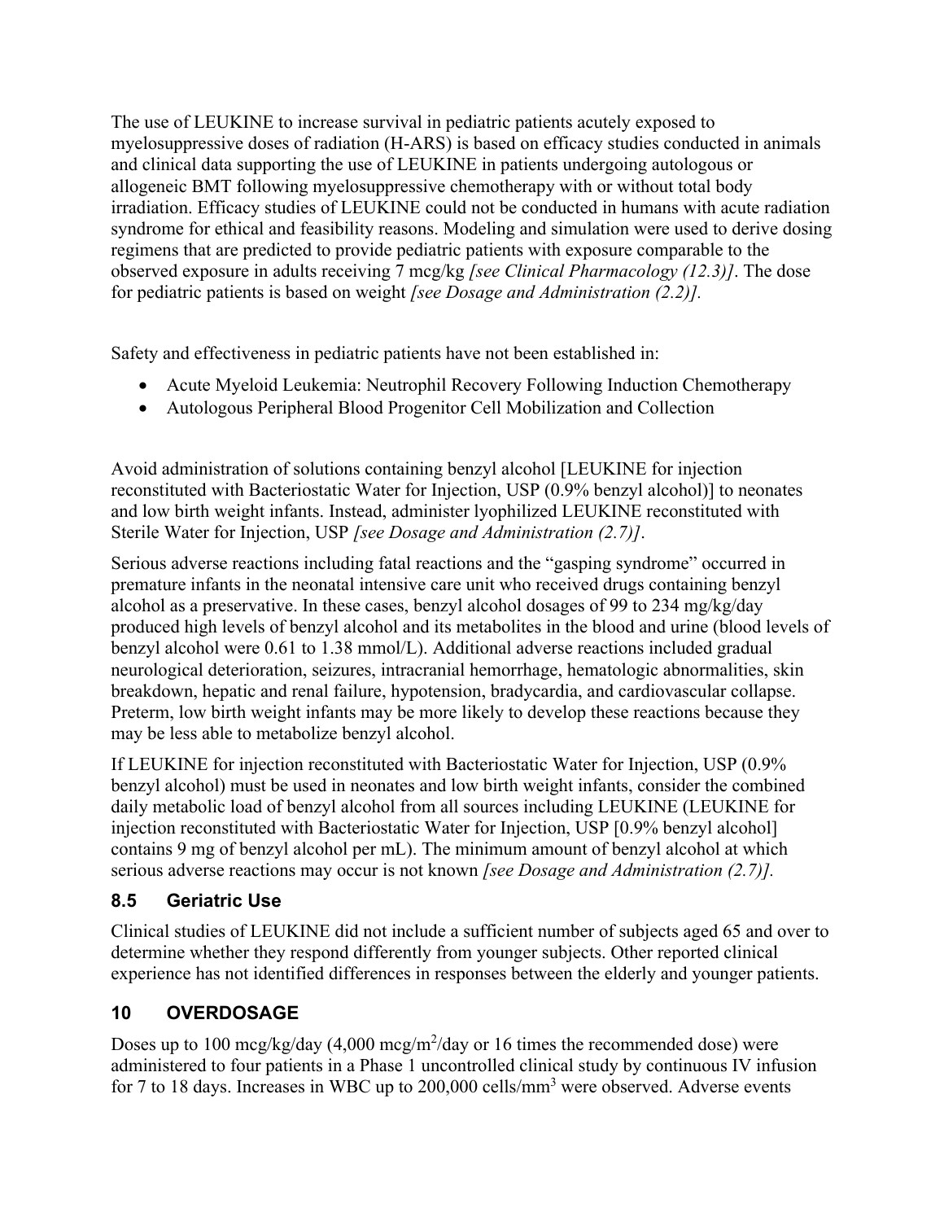The use of LEUKINE to increase survival in pediatric patients acutely exposed to myelosuppressive doses of radiation (H-ARS) is based on efficacy studies conducted in animals and clinical data supporting the use of LEUKINE in patients undergoing autologous or allogeneic BMT following myelosuppressive chemotherapy with or without total body irradiation. Efficacy studies of LEUKINE could not be conducted in humans with acute radiation syndrome for ethical and feasibility reasons. Modeling and simulation were used to derive dosing regimens that are predicted to provide pediatric patients with exposure comparable to the observed exposure in adults receiving 7 mcg/kg *[see Clinical Pharmacology (12.3)]*. The dose for pediatric patients is based on weight *[see Dosage and Administration (2.2)].*

Safety and effectiveness in pediatric patients have not been established in:

- Acute Myeloid Leukemia: Neutrophil Recovery Following Induction Chemotherapy
- Autologous Peripheral Blood Progenitor Cell Mobilization and Collection

Avoid administration of solutions containing benzyl alcohol [LEUKINE for injection reconstituted with Bacteriostatic Water for Injection, USP (0.9% benzyl alcohol)] to neonates and low birth weight infants. Instead, administer lyophilized LEUKINE reconstituted with Sterile Water for Injection, USP *[see Dosage and Administration (2.7)]*.

Serious adverse reactions including fatal reactions and the "gasping syndrome" occurred in premature infants in the neonatal intensive care unit who received drugs containing benzyl alcohol as a preservative. In these cases, benzyl alcohol dosages of 99 to 234 mg/kg/day produced high levels of benzyl alcohol and its metabolites in the blood and urine (blood levels of benzyl alcohol were 0.61 to 1.38 mmol/L). Additional adverse reactions included gradual neurological deterioration, seizures, intracranial hemorrhage, hematologic abnormalities, skin breakdown, hepatic and renal failure, hypotension, bradycardia, and cardiovascular collapse. Preterm, low birth weight infants may be more likely to develop these reactions because they may be less able to metabolize benzyl alcohol.

If LEUKINE for injection reconstituted with Bacteriostatic Water for Injection, USP (0.9% benzyl alcohol) must be used in neonates and low birth weight infants, consider the combined daily metabolic load of benzyl alcohol from all sources including LEUKINE (LEUKINE for injection reconstituted with Bacteriostatic Water for Injection, USP [0.9% benzyl alcohol] contains 9 mg of benzyl alcohol per mL). The minimum amount of benzyl alcohol at which serious adverse reactions may occur is not known *[see Dosage and Administration (2.7)].*

### 8.5 Geriatric Use

Clinical studies of LEUKINE did not include a sufficient number of subjects aged 65 and over to determine whether they respond differently from younger subjects. Other reported clinical experience has not identified differences in responses between the elderly and younger patients.

## 10 OVERDOSAGE

Doses up to 100 mcg/kg/day (4,000 mcg/m$^2$/day or 16 times the recommended dose) were administered to four patients in a Phase 1 uncontrolled clinical study by continuous IV infusion for 7 to 18 days. Increases in WBC up to 200,000 cells/mm$^3$ were observed. Adverse events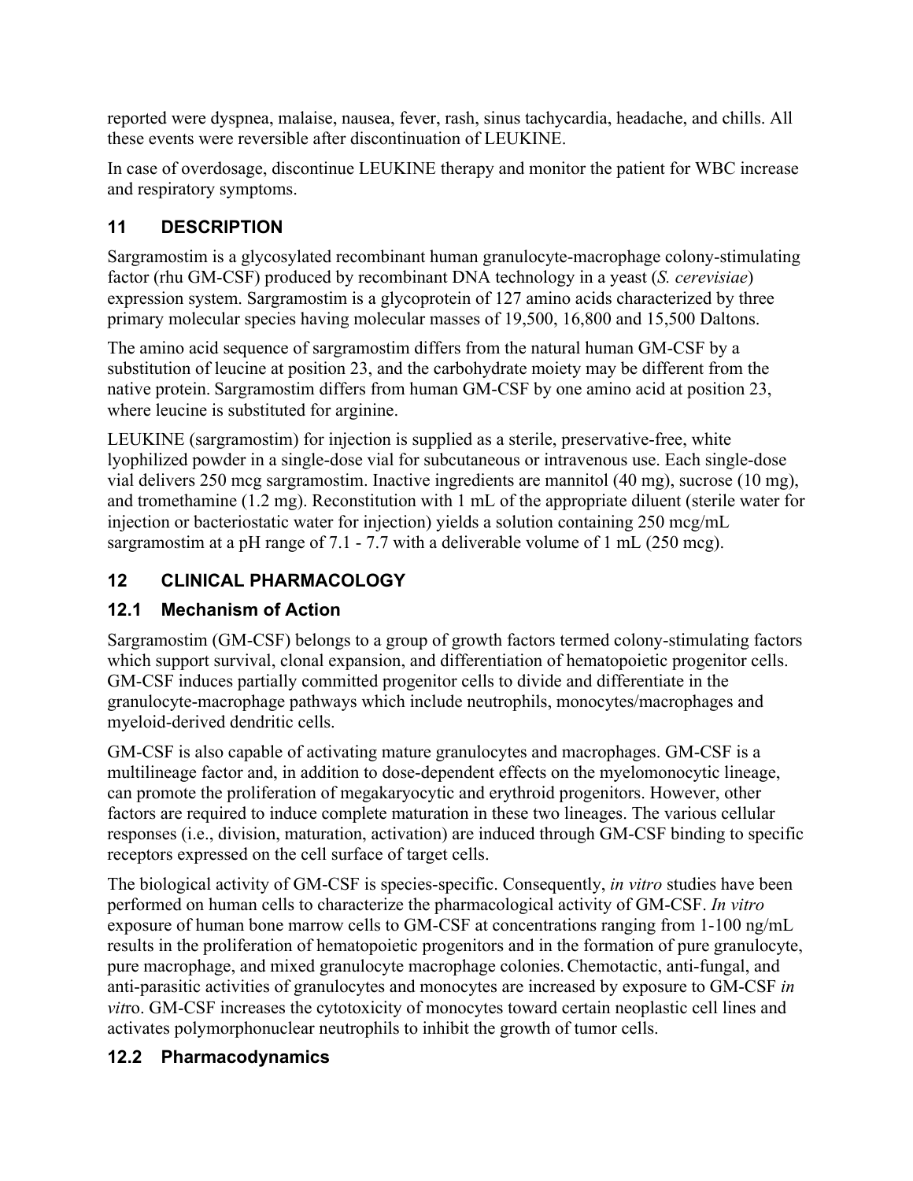reported were dyspnea, malaise, nausea, fever, rash, sinus tachycardia, headache, and chills. All these events were reversible after discontinuation of LEUKINE.

In case of overdosage, discontinue LEUKINE therapy and monitor the patient for WBC increase and respiratory symptoms.

## 11 DESCRIPTION

Sargramostim is a glycosylated recombinant human granulocyte-macrophage colony-stimulating factor (rhu GM-CSF) produced by recombinant DNA technology in a yeast (*S. cerevisiae*) expression system. Sargramostim is a glycoprotein of 127 amino acids characterized by three primary molecular species having molecular masses of 19,500, 16,800 and 15,500 Daltons.

The amino acid sequence of sargramostim differs from the natural human GM-CSF by a substitution of leucine at position 23, and the carbohydrate moiety may be different from the native protein. Sargramostim differs from human GM-CSF by one amino acid at position 23, where leucine is substituted for arginine.

LEUKINE (sargramostim) for injection is supplied as a sterile, preservative-free, white lyophilized powder in a single-dose vial for subcutaneous or intravenous use. Each single-dose vial delivers 250 mcg sargramostim. Inactive ingredients are mannitol (40 mg), sucrose (10 mg), and tromethamine (1.2 mg). Reconstitution with 1 mL of the appropriate diluent (sterile water for injection or bacteriostatic water for injection) yields a solution containing 250 mcg/mL sargramostim at a pH range of 7.1 - 7.7 with a deliverable volume of 1 mL (250 mcg).

## 12 CLINICAL PHARMACOLOGY

### 12.1 Mechanism of Action

Sargramostim (GM-CSF) belongs to a group of growth factors termed colony-stimulating factors which support survival, clonal expansion, and differentiation of hematopoietic progenitor cells. GM-CSF induces partially committed progenitor cells to divide and differentiate in the granulocyte-macrophage pathways which include neutrophils, monocytes/macrophages and myeloid-derived dendritic cells.

GM-CSF is also capable of activating mature granulocytes and macrophages. GM-CSF is a multilineage factor and, in addition to dose-dependent effects on the myelomonocytic lineage, can promote the proliferation of megakaryocytic and erythroid progenitors. However, other factors are required to induce complete maturation in these two lineages. The various cellular responses (i.e., division, maturation, activation) are induced through GM-CSF binding to specific receptors expressed on the cell surface of target cells.

The biological activity of GM-CSF is species-specific. Consequently, *in vitro* studies have been performed on human cells to characterize the pharmacological activity of GM-CSF. *In vitro* exposure of human bone marrow cells to GM-CSF at concentrations ranging from 1-100 ng/mL results in the proliferation of hematopoietic progenitors and in the formation of pure granulocyte, pure macrophage, and mixed granulocyte macrophage colonies. Chemotactic, anti-fungal, and anti-parasitic activities of granulocytes and monocytes are increased by exposure to GM-CSF *in vitro*. GM-CSF increases the cytotoxicity of monocytes toward certain neoplastic cell lines and activates polymorphonuclear neutrophils to inhibit the growth of tumor cells.

### 12.2 Pharmacodynamics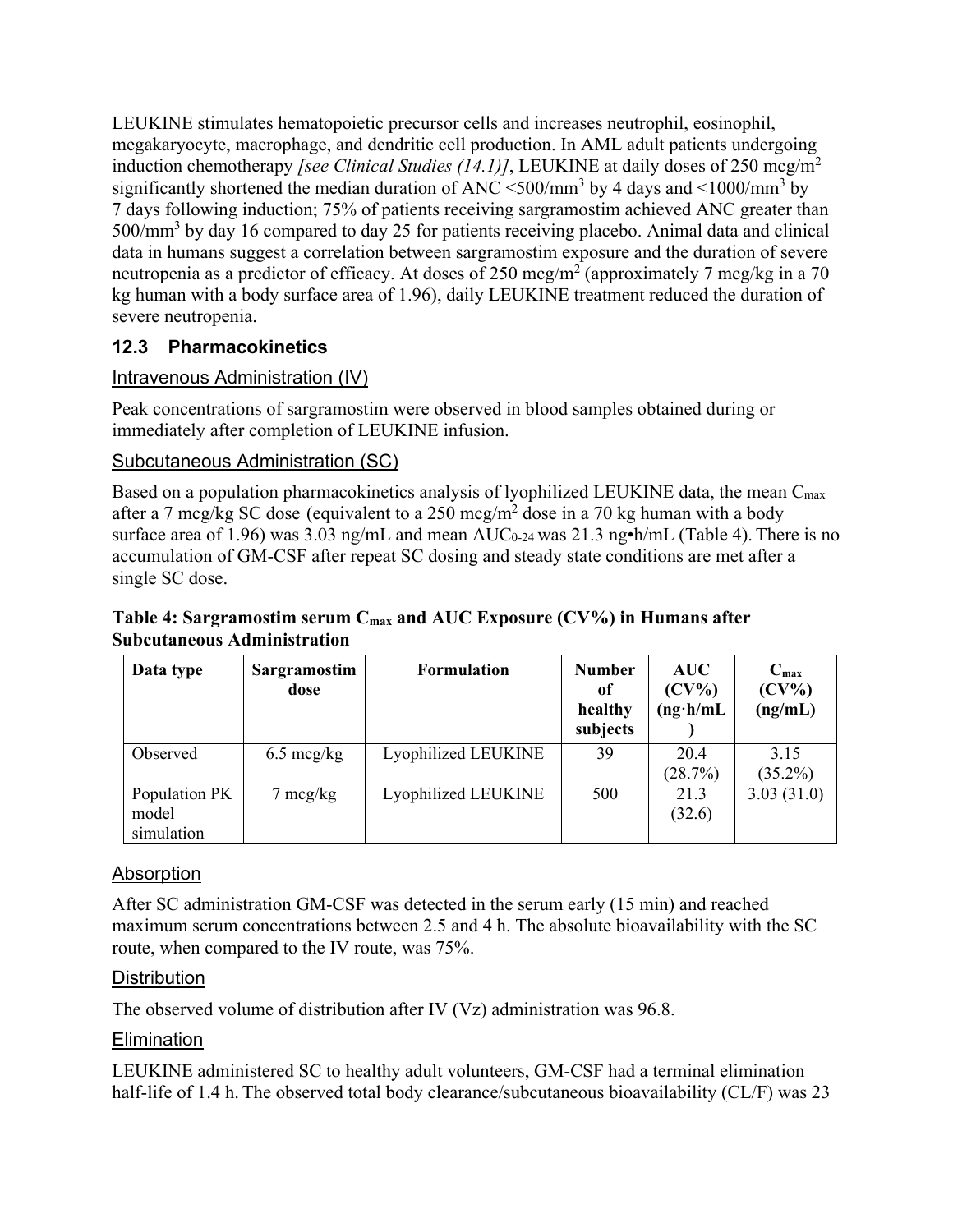LEUKINE stimulates hematopoietic precursor cells and increases neutrophil, eosinophil, megakaryocyte, macrophage, and dendritic cell production. In AML adult patients undergoing induction chemotherapy *[see Clinical Studies (14.1)]*, LEUKINE at daily doses of 250 mcg/m$^2$ significantly shortened the median duration of ANC <500/mm$^3$ by 4 days and <1000/mm$^3$ by 7 days following induction; 75% of patients receiving sargramostim achieved ANC greater than 500/mm$^3$ by day 16 compared to day 25 for patients receiving placebo. Animal data and clinical data in humans suggest a correlation between sargramostim exposure and the duration of severe neutropenia as a predictor of efficacy. At doses of 250 mcg/m$^2$ (approximately 7 mcg/kg in a 70 kg human with a body surface area of 1.96), daily LEUKINE treatment reduced the duration of severe neutropenia.

### 12.3 Pharmacokinetics

Intravenous Administration (IV)

Peak concentrations of sargramostim were observed in blood samples obtained during or immediately after completion of LEUKINE infusion.

Subcutaneous Administration (SC)

Based on a population pharmacokinetics analysis of lyophilized LEUKINE data, the mean $C_{max}$ after a 7 mcg/kg SC dose (equivalent to a 250 mcg/m$^2$ dose in a 70 kg human with a body surface area of 1.96) was 3.03 ng/mL and mean $AUC_{0\text{-}24}$ was 21.3 ng•h/mL (Table 4). There is no accumulation of GM-CSF after repeat SC dosing and steady state conditions are met after a single SC dose.

**Table 4: Sargramostim serum $C_{max}$ and AUC Exposure (CV%) in Humans after Subcutaneous Administration**

| Data type | Sargramostim dose | Formulation | Number of healthy subjects | AUC (CV%) (ng·h/mL) | $C_{max}$ (CV%) (ng/mL) |
|---|---|---|---|---|---|
| Observed | 6.5 mcg/kg | Lyophilized LEUKINE | 39 | 20.4 (28.7%) | 3.15 (35.2%) |
| Population PK model simulation | 7 mcg/kg | Lyophilized LEUKINE | 500 | 21.3 (32.6) | 3.03 (31.0) |

Absorption

After SC administration GM-CSF was detected in the serum early (15 min) and reached maximum serum concentrations between 2.5 and 4 h. The absolute bioavailability with the SC route, when compared to the IV route, was 75%.

Distribution

The observed volume of distribution after IV (Vz) administration was 96.8.

Elimination

LEUKINE administered SC to healthy adult volunteers, GM-CSF had a terminal elimination half-life of 1.4 h. The observed total body clearance/subcutaneous bioavailability (CL/F) was 23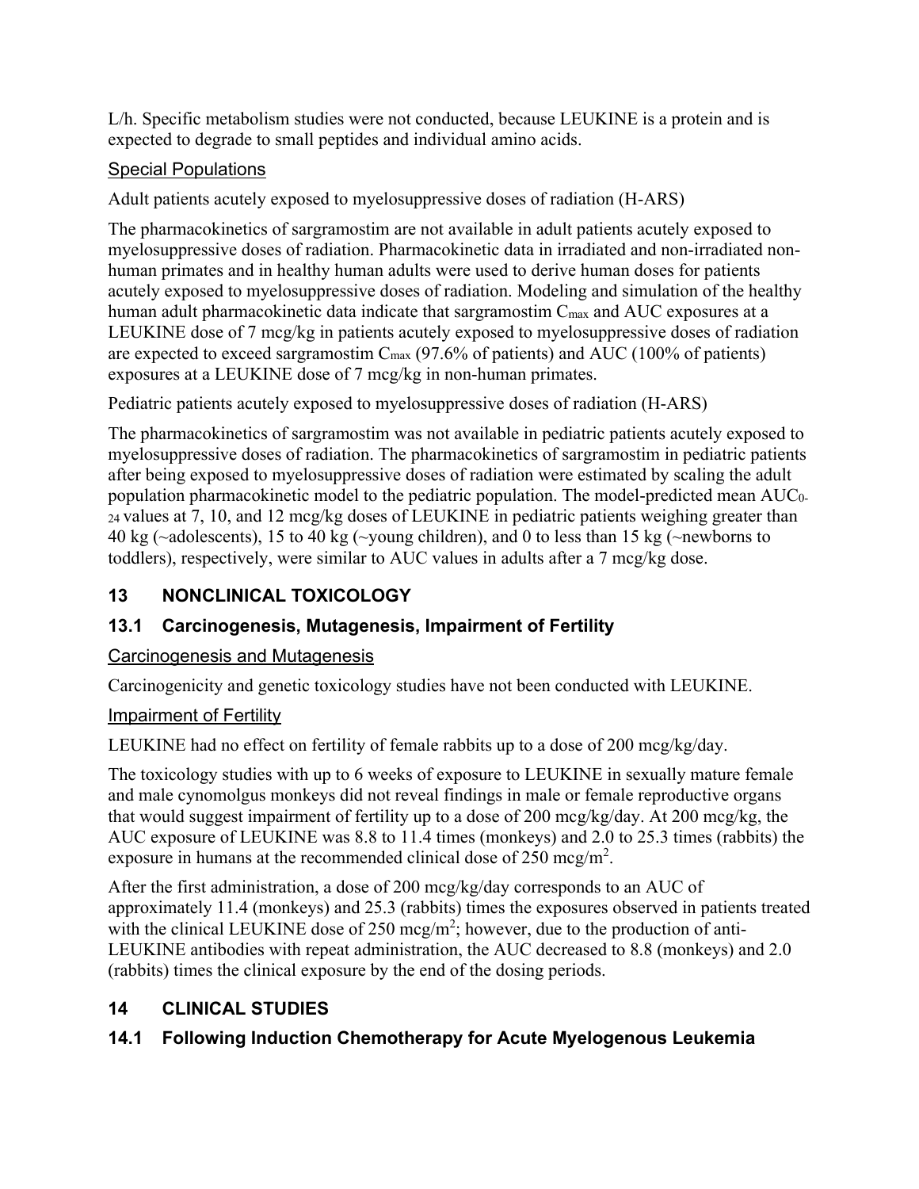L/h. Specific metabolism studies were not conducted, because LEUKINE is a protein and is expected to degrade to small peptides and individual amino acids.

Special Populations

Adult patients acutely exposed to myelosuppressive doses of radiation (H-ARS)

The pharmacokinetics of sargramostim are not available in adult patients acutely exposed to myelosuppressive doses of radiation. Pharmacokinetic data in irradiated and non-irradiated non-human primates and in healthy human adults were used to derive human doses for patients acutely exposed to myelosuppressive doses of radiation. Modeling and simulation of the healthy human adult pharmacokinetic data indicate that sargramostim $C_{max}$ and AUC exposures at a LEUKINE dose of 7 mcg/kg in patients acutely exposed to myelosuppressive doses of radiation are expected to exceed sargramostim $C_{max}$ (97.6% of patients) and AUC (100% of patients) exposures at a LEUKINE dose of 7 mcg/kg in non-human primates.

Pediatric patients acutely exposed to myelosuppressive doses of radiation (H-ARS)

The pharmacokinetics of sargramostim was not available in pediatric patients acutely exposed to myelosuppressive doses of radiation. The pharmacokinetics of sargramostim in pediatric patients after being exposed to myelosuppressive doses of radiation were estimated by scaling the adult population pharmacokinetic model to the pediatric population. The model-predicted mean $AUC_{0\text{-}24}$ values at 7, 10, and 12 mcg/kg doses of LEUKINE in pediatric patients weighing greater than 40 kg (~adolescents), 15 to 40 kg (~young children), and 0 to less than 15 kg (~newborns to toddlers), respectively, were similar to AUC values in adults after a 7 mcg/kg dose.

## 13 NONCLINICAL TOXICOLOGY

### 13.1 Carcinogenesis, Mutagenesis, Impairment of Fertility

Carcinogenesis and Mutagenesis

Carcinogenicity and genetic toxicology studies have not been conducted with LEUKINE.

Impairment of Fertility

LEUKINE had no effect on fertility of female rabbits up to a dose of 200 mcg/kg/day.

The toxicology studies with up to 6 weeks of exposure to LEUKINE in sexually mature female and male cynomolgus monkeys did not reveal findings in male or female reproductive organs that would suggest impairment of fertility up to a dose of 200 mcg/kg/day. At 200 mcg/kg, the AUC exposure of LEUKINE was 8.8 to 11.4 times (monkeys) and 2.0 to 25.3 times (rabbits) the exposure in humans at the recommended clinical dose of 250 $mcg/m^2$.

After the first administration, a dose of 200 mcg/kg/day corresponds to an AUC of approximately 11.4 (monkeys) and 25.3 (rabbits) times the exposures observed in patients treated with the clinical LEUKINE dose of 250 $mcg/m^2$; however, due to the production of anti-LEUKINE antibodies with repeat administration, the AUC decreased to 8.8 (monkeys) and 2.0 (rabbits) times the clinical exposure by the end of the dosing periods.

## 14 CLINICAL STUDIES

### 14.1 Following Induction Chemotherapy for Acute Myelogenous Leukemia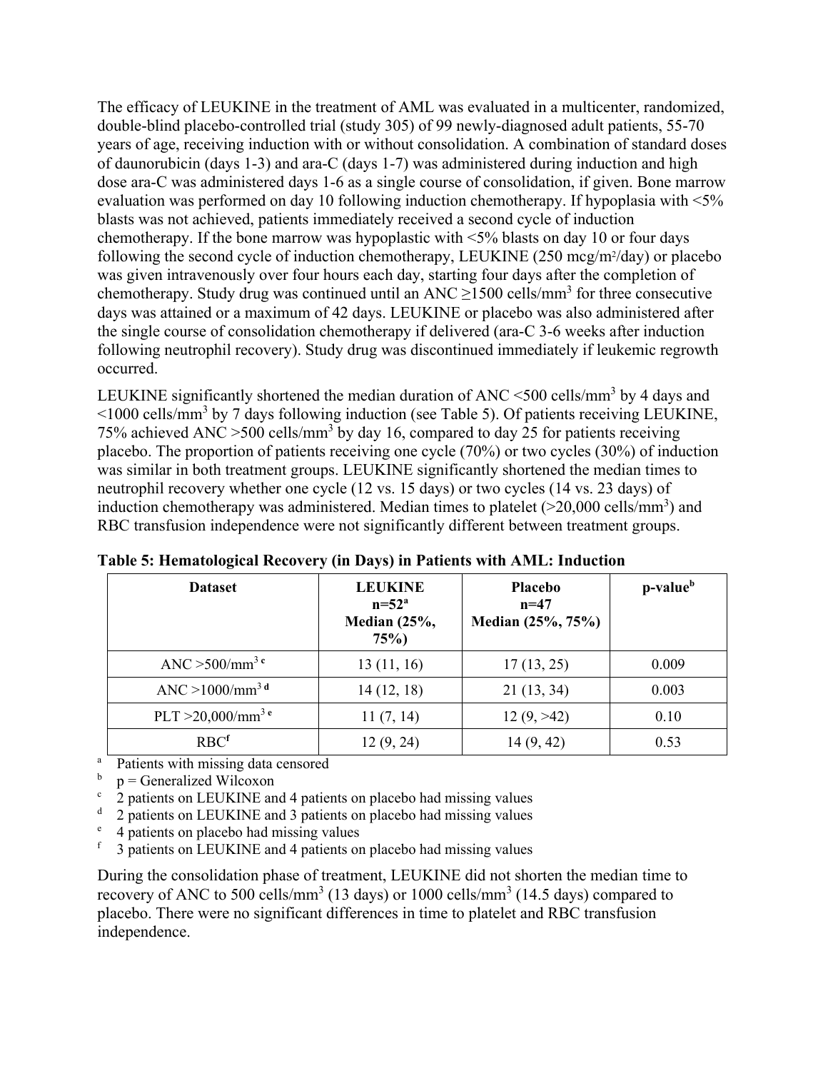The efficacy of LEUKINE in the treatment of AML was evaluated in a multicenter, randomized, double-blind placebo-controlled trial (study 305) of 99 newly-diagnosed adult patients, 55-70 years of age, receiving induction with or without consolidation. A combination of standard doses of daunorubicin (days 1-3) and ara-C (days 1-7) was administered during induction and high dose ara-C was administered days 1-6 as a single course of consolidation, if given. Bone marrow evaluation was performed on day 10 following induction chemotherapy. If hypoplasia with <5% blasts was not achieved, patients immediately received a second cycle of induction chemotherapy. If the bone marrow was hypoplastic with <5% blasts on day 10 or four days following the second cycle of induction chemotherapy, LEUKINE (250 mcg/m$^2$/day) or placebo was given intravenously over four hours each day, starting four days after the completion of chemotherapy. Study drug was continued until an ANC ≥1500 cells/mm$^3$ for three consecutive days was attained or a maximum of 42 days. LEUKINE or placebo was also administered after the single course of consolidation chemotherapy if delivered (ara-C 3-6 weeks after induction following neutrophil recovery). Study drug was discontinued immediately if leukemic regrowth occurred.

LEUKINE significantly shortened the median duration of ANC <500 cells/mm$^3$ by 4 days and <1000 cells/mm$^3$ by 7 days following induction (see Table 5). Of patients receiving LEUKINE, 75% achieved ANC >500 cells/mm$^3$ by day 16, compared to day 25 for patients receiving placebo. The proportion of patients receiving one cycle (70%) or two cycles (30%) of induction was similar in both treatment groups. LEUKINE significantly shortened the median times to neutrophil recovery whether one cycle (12 vs. 15 days) or two cycles (14 vs. 23 days) of induction chemotherapy was administered. Median times to platelet (>20,000 cells/mm$^3$) and RBC transfusion independence were not significantly different between treatment groups.

**Table 5: Hematological Recovery (in Days) in Patients with AML: Induction**

| Dataset | LEUKINE n=52[a] Median (25%, 75%) | Placebo n=47 Median (25%, 75%) | p-value[b] |
|---|---|---|---|
| ANC >500/mm$^3$ [c] | 13 (11, 16) | 17 (13, 25) | 0.009 |
| ANC >1000/mm$^3$ [d] | 14 (12, 18) | 21 (13, 34) | 0.003 |
| PLT >20,000/mm$^3$ [e] | 11 (7, 14) | 12 (9, >42) | 0.10 |
| RBC[f] | 12 (9, 24) | 14 (9, 42) | 0.53 |

[a] Patients with missing data censored
[b] p = Generalized Wilcoxon
[c] 2 patients on LEUKINE and 4 patients on placebo had missing values
[d] 2 patients on LEUKINE and 3 patients on placebo had missing values
[e] 4 patients on placebo had missing values
[f] 3 patients on LEUKINE and 4 patients on placebo had missing values

During the consolidation phase of treatment, LEUKINE did not shorten the median time to recovery of ANC to 500 cells/mm$^3$ (13 days) or 1000 cells/mm$^3$ (14.5 days) compared to placebo. There were no significant differences in time to platelet and RBC transfusion independence.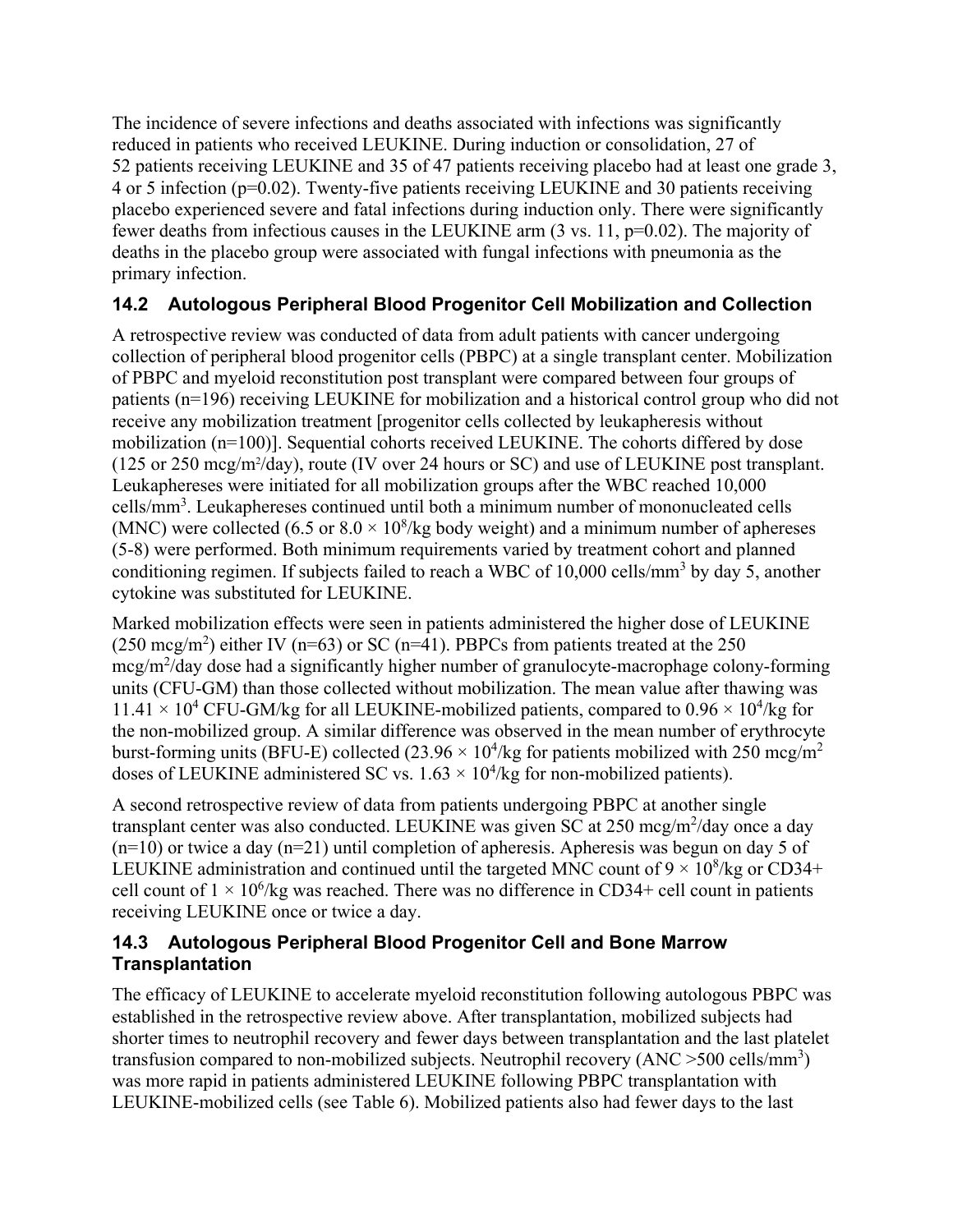The incidence of severe infections and deaths associated with infections was significantly reduced in patients who received LEUKINE. During induction or consolidation, 27 of 52 patients receiving LEUKINE and 35 of 47 patients receiving placebo had at least one grade 3, 4 or 5 infection (p=0.02). Twenty-five patients receiving LEUKINE and 30 patients receiving placebo experienced severe and fatal infections during induction only. There were significantly fewer deaths from infectious causes in the LEUKINE arm (3 vs. 11, p=0.02). The majority of deaths in the placebo group were associated with fungal infections with pneumonia as the primary infection.

### 14.2 Autologous Peripheral Blood Progenitor Cell Mobilization and Collection

A retrospective review was conducted of data from adult patients with cancer undergoing collection of peripheral blood progenitor cells (PBPC) at a single transplant center. Mobilization of PBPC and myeloid reconstitution post transplant were compared between four groups of patients (n=196) receiving LEUKINE for mobilization and a historical control group who did not receive any mobilization treatment [progenitor cells collected by leukapheresis without mobilization (n=100)]. Sequential cohorts received LEUKINE. The cohorts differed by dose (125 or 250 mcg/m$^2$/day), route (IV over 24 hours or SC) and use of LEUKINE post transplant. Leukaphereses were initiated for all mobilization groups after the WBC reached 10,000 cells/mm$^3$. Leukaphereses continued until both a minimum number of mononucleated cells (MNC) were collected (6.5 or $8.0 \times 10^8$/kg body weight) and a minimum number of aphereses (5-8) were performed. Both minimum requirements varied by treatment cohort and planned conditioning regimen. If subjects failed to reach a WBC of 10,000 cells/mm$^3$ by day 5, another cytokine was substituted for LEUKINE.

Marked mobilization effects were seen in patients administered the higher dose of LEUKINE (250 mcg/m$^2$) either IV (n=63) or SC (n=41). PBPCs from patients treated at the 250 mcg/m$^2$/day dose had a significantly higher number of granulocyte-macrophage colony-forming units (CFU-GM) than those collected without mobilization. The mean value after thawing was $11.41 \times 10^4$ CFU-GM/kg for all LEUKINE-mobilized patients, compared to $0.96 \times 10^4$/kg for the non-mobilized group. A similar difference was observed in the mean number of erythrocyte burst-forming units (BFU-E) collected ($23.96 \times 10^4$/kg for patients mobilized with 250 mcg/m$^2$ doses of LEUKINE administered SC vs. $1.63 \times 10^4$/kg for non-mobilized patients).

A second retrospective review of data from patients undergoing PBPC at another single transplant center was also conducted. LEUKINE was given SC at 250 mcg/m$^2$/day once a day (n=10) or twice a day (n=21) until completion of apheresis. Apheresis was begun on day 5 of LEUKINE administration and continued until the targeted MNC count of $9 \times 10^8$/kg or CD34+ cell count of $1 \times 10^6$/kg was reached. There was no difference in CD34+ cell count in patients receiving LEUKINE once or twice a day.

### 14.3 Autologous Peripheral Blood Progenitor Cell and Bone Marrow Transplantation

The efficacy of LEUKINE to accelerate myeloid reconstitution following autologous PBPC was established in the retrospective review above. After transplantation, mobilized subjects had shorter times to neutrophil recovery and fewer days between transplantation and the last platelet transfusion compared to non-mobilized subjects. Neutrophil recovery (ANC >500 cells/mm$^3$) was more rapid in patients administered LEUKINE following PBPC transplantation with LEUKINE-mobilized cells (see Table 6). Mobilized patients also had fewer days to the last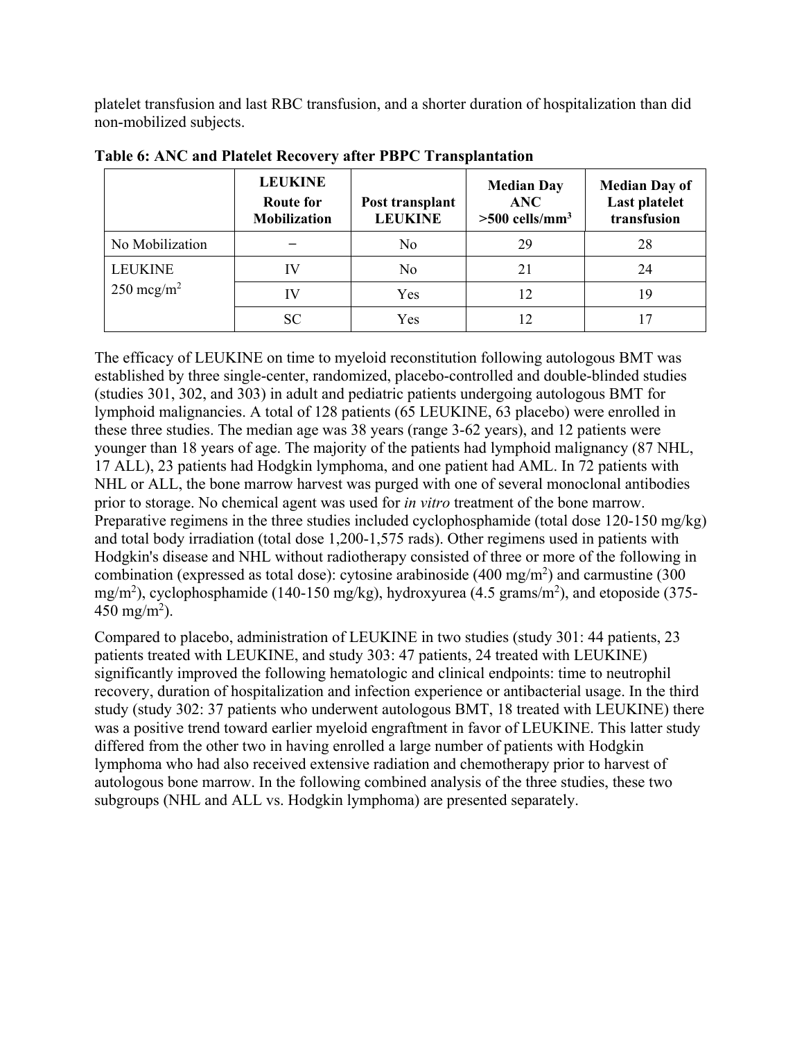platelet transfusion and last RBC transfusion, and a shorter duration of hospitalization than did non-mobilized subjects.

**Table 6: ANC and Platelet Recovery after PBPC Transplantation**

| | LEUKINE Route for Mobilization | Post transplant LEUKINE | Median Day ANC >500 cells/mm$^3$ | Median Day of Last platelet transfusion |
|---|---|---|---|---|
| No Mobilization | − | No | 29 | 28 |
| LEUKINE 250 mcg/m$^2$ | IV | No | 21 | 24 |
| | IV | Yes | 12 | 19 |
| | SC | Yes | 12 | 17 |

The efficacy of LEUKINE on time to myeloid reconstitution following autologous BMT was established by three single-center, randomized, placebo-controlled and double-blinded studies (studies 301, 302, and 303) in adult and pediatric patients undergoing autologous BMT for lymphoid malignancies. A total of 128 patients (65 LEUKINE, 63 placebo) were enrolled in these three studies. The median age was 38 years (range 3-62 years), and 12 patients were younger than 18 years of age. The majority of the patients had lymphoid malignancy (87 NHL, 17 ALL), 23 patients had Hodgkin lymphoma, and one patient had AML. In 72 patients with NHL or ALL, the bone marrow harvest was purged with one of several monoclonal antibodies prior to storage. No chemical agent was used for *in vitro* treatment of the bone marrow. Preparative regimens in the three studies included cyclophosphamide (total dose 120-150 mg/kg) and total body irradiation (total dose 1,200-1,575 rads). Other regimens used in patients with Hodgkin's disease and NHL without radiotherapy consisted of three or more of the following in combination (expressed as total dose): cytosine arabinoside (400 mg/m$^2$) and carmustine (300 mg/m$^2$), cyclophosphamide (140-150 mg/kg), hydroxyurea (4.5 grams/m$^2$), and etoposide (375-450 mg/m$^2$).

Compared to placebo, administration of LEUKINE in two studies (study 301: 44 patients, 23 patients treated with LEUKINE, and study 303: 47 patients, 24 treated with LEUKINE) significantly improved the following hematologic and clinical endpoints: time to neutrophil recovery, duration of hospitalization and infection experience or antibacterial usage. In the third study (study 302: 37 patients who underwent autologous BMT, 18 treated with LEUKINE) there was a positive trend toward earlier myeloid engraftment in favor of LEUKINE. This latter study differed from the other two in having enrolled a large number of patients with Hodgkin lymphoma who had also received extensive radiation and chemotherapy prior to harvest of autologous bone marrow. In the following combined analysis of the three studies, these two subgroups (NHL and ALL vs. Hodgkin lymphoma) are presented separately.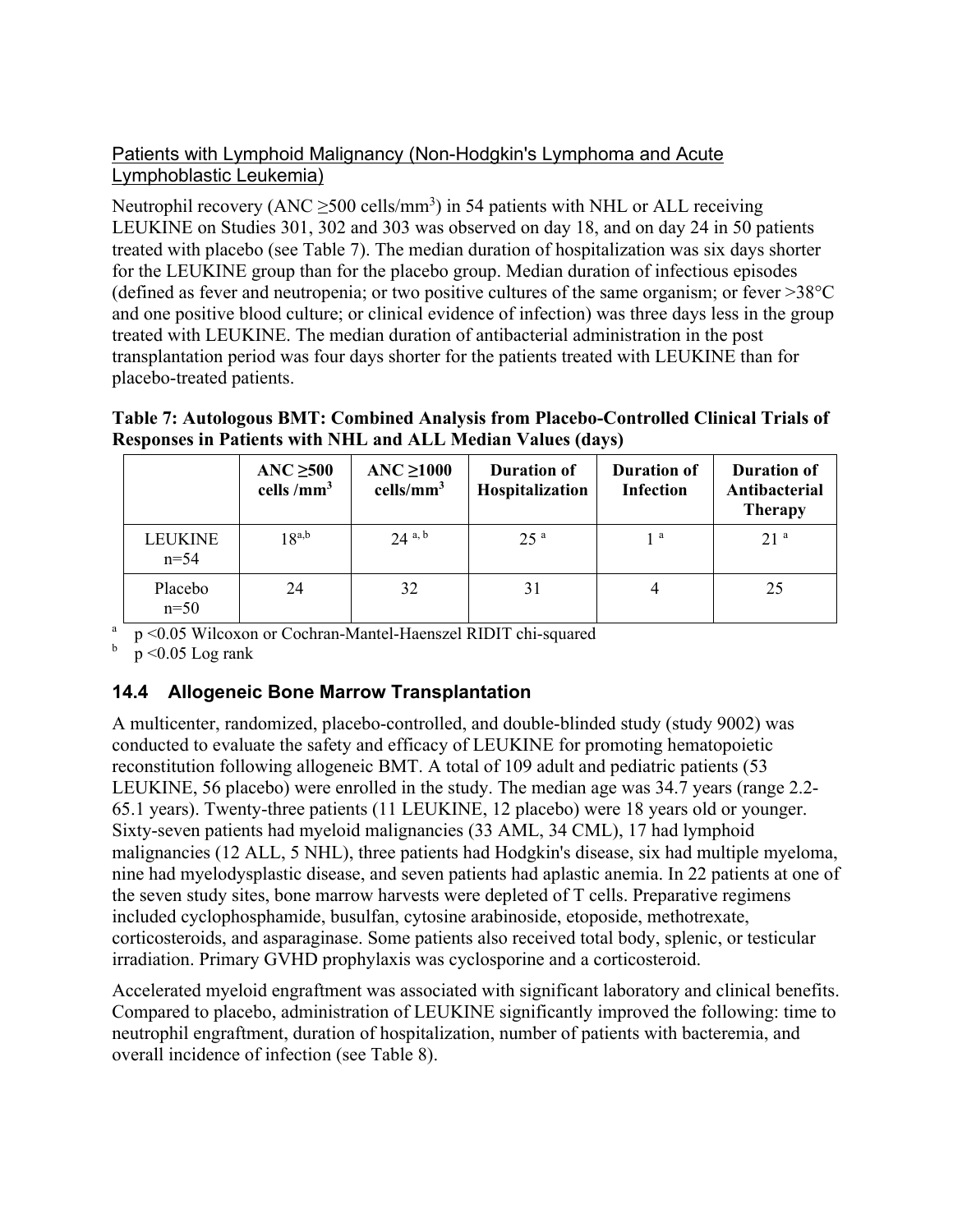Patients with Lymphoid Malignancy (Non-Hodgkin's Lymphoma and Acute Lymphoblastic Leukemia)

Neutrophil recovery (ANC ≥500 cells/mm$^3$) in 54 patients with NHL or ALL receiving LEUKINE on Studies 301, 302 and 303 was observed on day 18, and on day 24 in 50 patients treated with placebo (see Table 7). The median duration of hospitalization was six days shorter for the LEUKINE group than for the placebo group. Median duration of infectious episodes (defined as fever and neutropenia; or two positive cultures of the same organism; or fever >38°C and one positive blood culture; or clinical evidence of infection) was three days less in the group treated with LEUKINE. The median duration of antibacterial administration in the post transplantation period was four days shorter for the patients treated with LEUKINE than for placebo-treated patients.

**Table 7: Autologous BMT: Combined Analysis from Placebo-Controlled Clinical Trials of Responses in Patients with NHL and ALL Median Values (days)**

| | ANC ≥500 cells /mm$^3$ | ANC ≥1000 cells/mm$^3$ | Duration of Hospitalization | Duration of Infection | Duration of Antibacterial Therapy |
|---|---|---|---|---|---|
| LEUKINE n=54 | 18[a,b] | 24[a, b] | 25[a] | 1[a] | 21[a] |
| Placebo n=50 | 24 | 32 | 31 | 4 | 25 |

[a] $p < 0.05$ Wilcoxon or Cochran-Mantel-Haenszel RIDIT chi-squared
[b] $p < 0.05$ Log rank

### 14.4 Allogeneic Bone Marrow Transplantation

A multicenter, randomized, placebo-controlled, and double-blinded study (study 9002) was conducted to evaluate the safety and efficacy of LEUKINE for promoting hematopoietic reconstitution following allogeneic BMT. A total of 109 adult and pediatric patients (53 LEUKINE, 56 placebo) were enrolled in the study. The median age was 34.7 years (range 2.2-65.1 years). Twenty-three patients (11 LEUKINE, 12 placebo) were 18 years old or younger. Sixty-seven patients had myeloid malignancies (33 AML, 34 CML), 17 had lymphoid malignancies (12 ALL, 5 NHL), three patients had Hodgkin's disease, six had multiple myeloma, nine had myelodysplastic disease, and seven patients had aplastic anemia. In 22 patients at one of the seven study sites, bone marrow harvests were depleted of T cells. Preparative regimens included cyclophosphamide, busulfan, cytosine arabinoside, etoposide, methotrexate, corticosteroids, and asparaginase. Some patients also received total body, splenic, or testicular irradiation. Primary GVHD prophylaxis was cyclosporine and a corticosteroid.

Accelerated myeloid engraftment was associated with significant laboratory and clinical benefits. Compared to placebo, administration of LEUKINE significantly improved the following: time to neutrophil engraftment, duration of hospitalization, number of patients with bacteremia, and overall incidence of infection (see Table 8).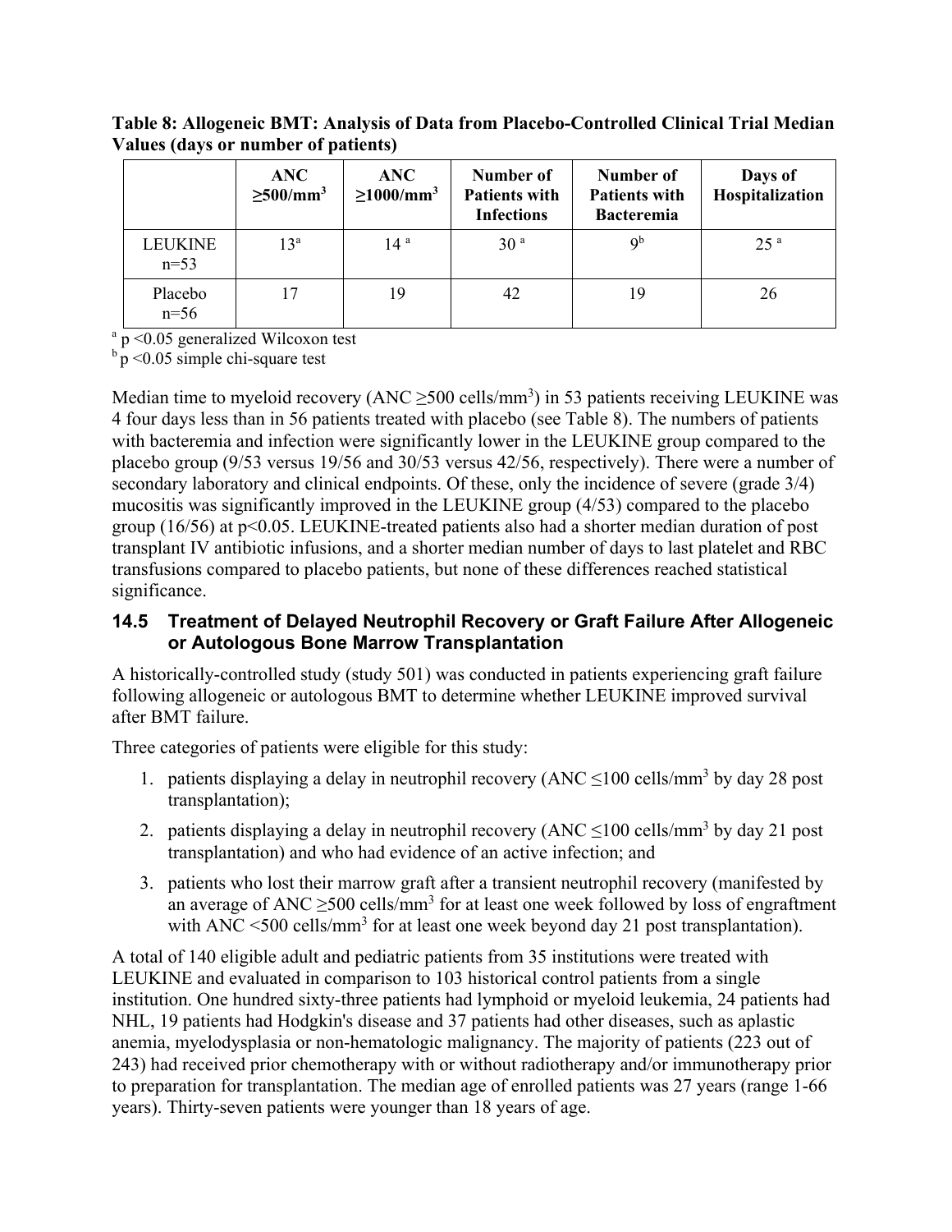**Table 8: Allogeneic BMT: Analysis of Data from Placebo-Controlled Clinical Trial Median Values (days or number of patients)**

| | ANC $\geq$500/mm$^3$ | ANC $\geq$1000/mm$^3$ | Number of Patients with Infections | Number of Patients with Bacteremia | Days of Hospitalization |
|---|---|---|---|---|---|
| LEUKINE n=53 | 13[a] | 14 [a] | 30 [a] | 9[b] | 25 [a] |
| Placebo n=56 | 17 | 19 | 42 | 19 | 26 |

[a] $p < 0.05$ generalized Wilcoxon test
[b] $p < 0.05$ simple chi-square test

Median time to myeloid recovery (ANC $\geq$500 cells/mm$^3$) in 53 patients receiving LEUKINE was 4 four days less than in 56 patients treated with placebo (see Table 8). The numbers of patients with bacteremia and infection were significantly lower in the LEUKINE group compared to the placebo group (9/53 versus 19/56 and 30/53 versus 42/56, respectively). There were a number of secondary laboratory and clinical endpoints. Of these, only the incidence of severe (grade 3/4) mucositis was significantly improved in the LEUKINE group (4/53) compared to the placebo group (16/56) at $p<0.05$. LEUKINE-treated patients also had a shorter median duration of post transplant IV antibiotic infusions, and a shorter median number of days to last platelet and RBC transfusions compared to placebo patients, but none of these differences reached statistical significance.

### 14.5 Treatment of Delayed Neutrophil Recovery or Graft Failure After Allogeneic or Autologous Bone Marrow Transplantation

A historically-controlled study (study 501) was conducted in patients experiencing graft failure following allogeneic or autologous BMT to determine whether LEUKINE improved survival after BMT failure.

Three categories of patients were eligible for this study:

1. patients displaying a delay in neutrophil recovery (ANC $\leq$100 cells/mm$^3$ by day 28 post transplantation);
2. patients displaying a delay in neutrophil recovery (ANC $\leq$100 cells/mm$^3$ by day 21 post transplantation) and who had evidence of an active infection; and
3. patients who lost their marrow graft after a transient neutrophil recovery (manifested by an average of ANC $\geq$500 cells/mm$^3$ for at least one week followed by loss of engraftment with ANC <500 cells/mm$^3$ for at least one week beyond day 21 post transplantation).

A total of 140 eligible adult and pediatric patients from 35 institutions were treated with LEUKINE and evaluated in comparison to 103 historical control patients from a single institution. One hundred sixty-three patients had lymphoid or myeloid leukemia, 24 patients had NHL, 19 patients had Hodgkin's disease and 37 patients had other diseases, such as aplastic anemia, myelodysplasia or non-hematologic malignancy. The majority of patients (223 out of 243) had received prior chemotherapy with or without radiotherapy and/or immunotherapy prior to preparation for transplantation. The median age of enrolled patients was 27 years (range 1-66 years). Thirty-seven patients were younger than 18 years of age.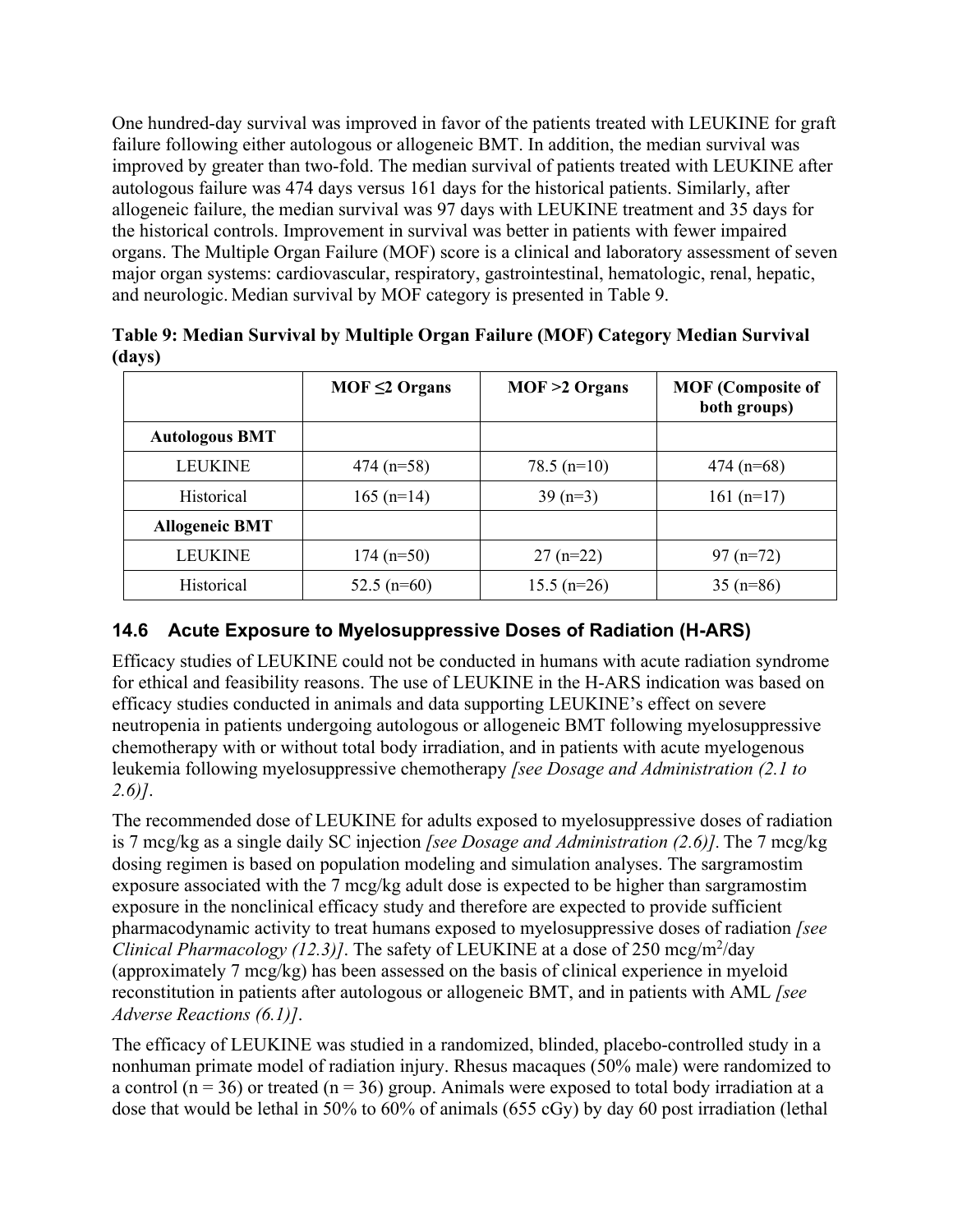One hundred-day survival was improved in favor of the patients treated with LEUKINE for graft failure following either autologous or allogeneic BMT. In addition, the median survival was improved by greater than two-fold. The median survival of patients treated with LEUKINE after autologous failure was 474 days versus 161 days for the historical patients. Similarly, after allogeneic failure, the median survival was 97 days with LEUKINE treatment and 35 days for the historical controls. Improvement in survival was better in patients with fewer impaired organs. The Multiple Organ Failure (MOF) score is a clinical and laboratory assessment of seven major organ systems: cardiovascular, respiratory, gastrointestinal, hematologic, renal, hepatic, and neurologic. Median survival by MOF category is presented in Table 9.

**Table 9: Median Survival by Multiple Organ Failure (MOF) Category Median Survival (days)**

| | MOF ≤2 Organs | MOF >2 Organs | MOF (Composite of both groups) |
|---|---|---|---|
| **Autologous BMT** | | | |
| LEUKINE | 474 (n=58) | 78.5 (n=10) | 474 (n=68) |
| Historical | 165 (n=14) | 39 (n=3) | 161 (n=17) |
| **Allogeneic BMT** | | | |
| LEUKINE | 174 (n=50) | 27 (n=22) | 97 (n=72) |
| Historical | 52.5 (n=60) | 15.5 (n=26) | 35 (n=86) |

## 14.6 Acute Exposure to Myelosuppressive Doses of Radiation (H-ARS)

Efficacy studies of LEUKINE could not be conducted in humans with acute radiation syndrome for ethical and feasibility reasons. The use of LEUKINE in the H-ARS indication was based on efficacy studies conducted in animals and data supporting LEUKINE's effect on severe neutropenia in patients undergoing autologous or allogeneic BMT following myelosuppressive chemotherapy with or without total body irradiation, and in patients with acute myelogenous leukemia following myelosuppressive chemotherapy *[see Dosage and Administration (2.1 to 2.6)]*.

The recommended dose of LEUKINE for adults exposed to myelosuppressive doses of radiation is 7 mcg/kg as a single daily SC injection *[see Dosage and Administration (2.6)]*. The 7 mcg/kg dosing regimen is based on population modeling and simulation analyses. The sargramostim exposure associated with the 7 mcg/kg adult dose is expected to be higher than sargramostim exposure in the nonclinical efficacy study and therefore are expected to provide sufficient pharmacodynamic activity to treat humans exposed to myelosuppressive doses of radiation *[see Clinical Pharmacology (12.3)]*. The safety of LEUKINE at a dose of 250 mcg/m$^2$/day (approximately 7 mcg/kg) has been assessed on the basis of clinical experience in myeloid reconstitution in patients after autologous or allogeneic BMT, and in patients with AML *[see Adverse Reactions (6.1)]*.

The efficacy of LEUKINE was studied in a randomized, blinded, placebo-controlled study in a nonhuman primate model of radiation injury. Rhesus macaques (50% male) were randomized to a control (n = 36) or treated (n = 36) group. Animals were exposed to total body irradiation at a dose that would be lethal in 50% to 60% of animals (655 cGy) by day 60 post irradiation (lethal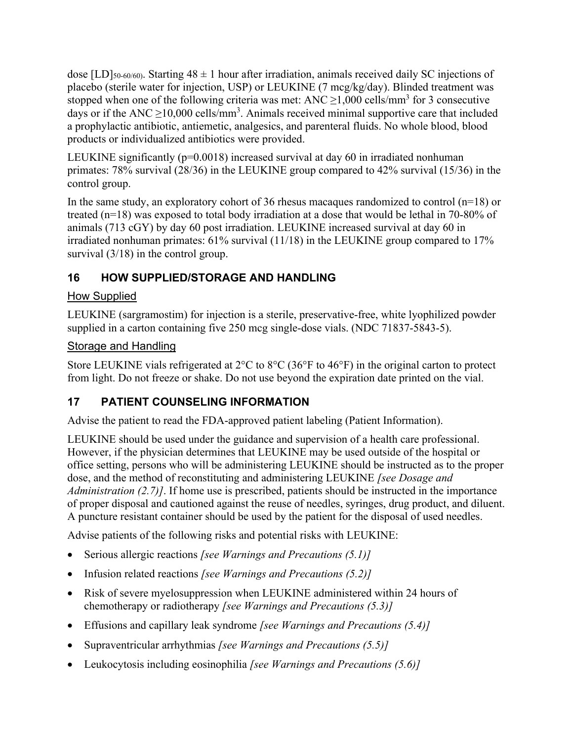dose $[LD]_{50\text{-}60/60)}$. Starting 48 ± 1 hour after irradiation, animals received daily SC injections of placebo (sterile water for injection, USP) or LEUKINE (7 mcg/kg/day). Blinded treatment was stopped when one of the following criteria was met: ANC ≥1,000 cells/$mm^3$ for 3 consecutive days or if the ANC ≥10,000 cells/$mm^3$. Animals received minimal supportive care that included a prophylactic antibiotic, antiemetic, analgesics, and parenteral fluids. No whole blood, blood products or individualized antibiotics were provided.

LEUKINE significantly (p=0.0018) increased survival at day 60 in irradiated nonhuman primates: 78% survival (28/36) in the LEUKINE group compared to 42% survival (15/36) in the control group.

In the same study, an exploratory cohort of 36 rhesus macaques randomized to control (n=18) or treated (n=18) was exposed to total body irradiation at a dose that would be lethal in 70-80% of animals (713 cGY) by day 60 post irradiation. LEUKINE increased survival at day 60 in irradiated nonhuman primates: 61% survival (11/18) in the LEUKINE group compared to 17% survival (3/18) in the control group.

## 16 HOW SUPPLIED/STORAGE AND HANDLING

### How Supplied

LEUKINE (sargramostim) for injection is a sterile, preservative-free, white lyophilized powder supplied in a carton containing five 250 mcg single-dose vials. (NDC 71837-5843-5).

### Storage and Handling

Store LEUKINE vials refrigerated at 2°C to 8°C (36°F to 46°F) in the original carton to protect from light. Do not freeze or shake. Do not use beyond the expiration date printed on the vial.

## 17 PATIENT COUNSELING INFORMATION

Advise the patient to read the FDA-approved patient labeling (Patient Information).

LEUKINE should be used under the guidance and supervision of a health care professional. However, if the physician determines that LEUKINE may be used outside of the hospital or office setting, persons who will be administering LEUKINE should be instructed as to the proper dose, and the method of reconstituting and administering LEUKINE *[see Dosage and Administration (2.7)]*. If home use is prescribed, patients should be instructed in the importance of proper disposal and cautioned against the reuse of needles, syringes, drug product, and diluent. A puncture resistant container should be used by the patient for the disposal of used needles.

Advise patients of the following risks and potential risks with LEUKINE:

- Serious allergic reactions *[see Warnings and Precautions (5.1)]*
- Infusion related reactions *[see Warnings and Precautions (5.2)]*
- Risk of severe myelosuppression when LEUKINE administered within 24 hours of chemotherapy or radiotherapy *[see Warnings and Precautions (5.3)]*
- Effusions and capillary leak syndrome *[see Warnings and Precautions (5.4)]*
- Supraventricular arrhythmias *[see Warnings and Precautions (5.5)]*
- Leukocytosis including eosinophilia *[see Warnings and Precautions (5.6)]*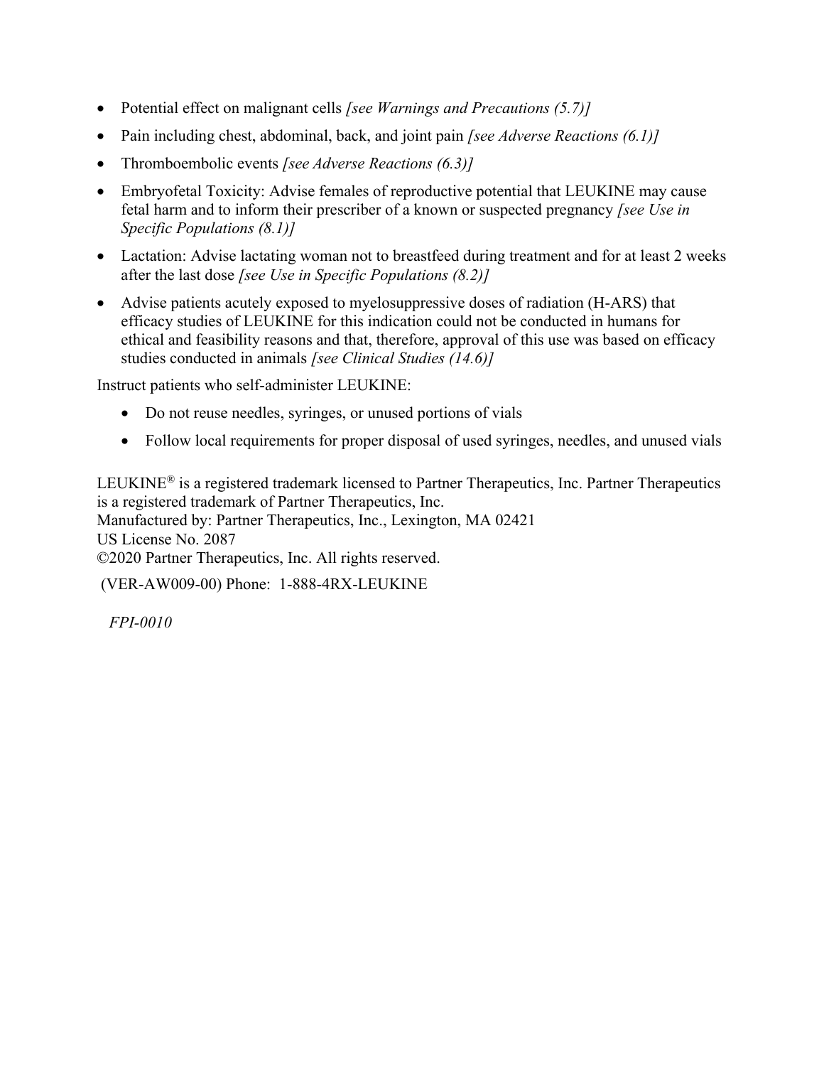- Potential effect on malignant cells *[see Warnings and Precautions (5.7)]*
- Pain including chest, abdominal, back, and joint pain *[see Adverse Reactions (6.1)]*
- Thromboembolic events *[see Adverse Reactions (6.3)]*
- Embryofetal Toxicity: Advise females of reproductive potential that LEUKINE may cause fetal harm and to inform their prescriber of a known or suspected pregnancy *[see Use in Specific Populations (8.1)]*
- Lactation: Advise lactating woman not to breastfeed during treatment and for at least 2 weeks after the last dose *[see Use in Specific Populations (8.2)]*
- Advise patients acutely exposed to myelosuppressive doses of radiation (H-ARS) that efficacy studies of LEUKINE for this indication could not be conducted in humans for ethical and feasibility reasons and that, therefore, approval of this use was based on efficacy studies conducted in animals *[see Clinical Studies (14.6)]*

Instruct patients who self-administer LEUKINE:

- Do not reuse needles, syringes, or unused portions of vials
- Follow local requirements for proper disposal of used syringes, needles, and unused vials

LEUKINE® is a registered trademark licensed to Partner Therapeutics, Inc. Partner Therapeutics is a registered trademark of Partner Therapeutics, Inc.
Manufactured by: Partner Therapeutics, Inc., Lexington, MA 02421
US License No. 2087
©2020 Partner Therapeutics, Inc. All rights reserved.

(VER-AW009-00) Phone: 1-888-4RX-LEUKINE

*FPI-0010*